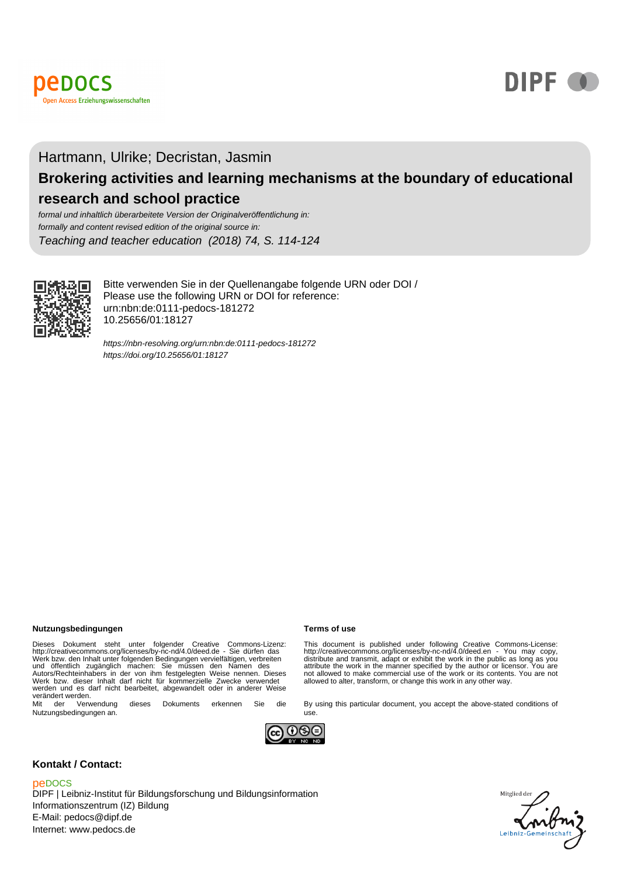Hartmann, Ulrike; Decristan, Jasmin

# Brokering activities and learning mechanisms at the boundary of educational research and school practice

*formal und inhaltlich überarbeitete Version der Originalveröffentlichung in:*
*formally and content revised edition of the original source in:*
*Teaching and teacher education (2018) 74, S. 114-124*

Bitte verwenden Sie in der Quellenangabe folgende URN oder DOI /
Please use the following URN or DOI for reference:
urn:nbn:de:0111-pedocs-181272
10.25656/01:18127

*https://nbn-resolving.org/urn:nbn:de:0111-pedocs-181272*
*https://doi.org/10.25656/01:18127*

**Nutzungsbedingungen**

Dieses Dokument steht unter folgender Creative Commons-Lizenz: http://creativecommons.org/licenses/by-nc-nd/4.0/deed.de - Sie dürfen das Werk bzw. den Inhalt unter folgenden Bedingungen vervielfältigen, verbreiten und öffentlich zugänglich machen: Sie müssen den Namen des Autors/Rechteinhabers in der von ihm festgelegten Weise nennen. Dieses Werk bzw. dieser Inhalt darf nicht für kommerzielle Zwecke verwendet werden und es darf nicht bearbeitet, abgewandelt oder in anderer Weise verändert werden.
Mit der Verwendung dieses Dokuments erkennen Sie die Nutzungsbedingungen an.

**Terms of use**

This document is published under following Creative Commons-License: http://creativecommons.org/licenses/by-nc-nd/4.0/deed.en - You may copy, distribute and transmit, adapt or exhibit the work in the public as long as you attribute the work in the manner specified by the author or licensor. You are not allowed to make commercial use of the work or its contents. You are not allowed to alter, transform, or change this work in any other way.

By using this particular document, you accept the above-stated conditions of use.

**Kontakt / Contact:**

peDOCS
DIPF | Leibniz-Institut für Bildungsforschung und Bildungsinformation
Informationszentrum (IZ) Bildung
E-Mail: pedocs@dipf.de
Internet: www.pedocs.de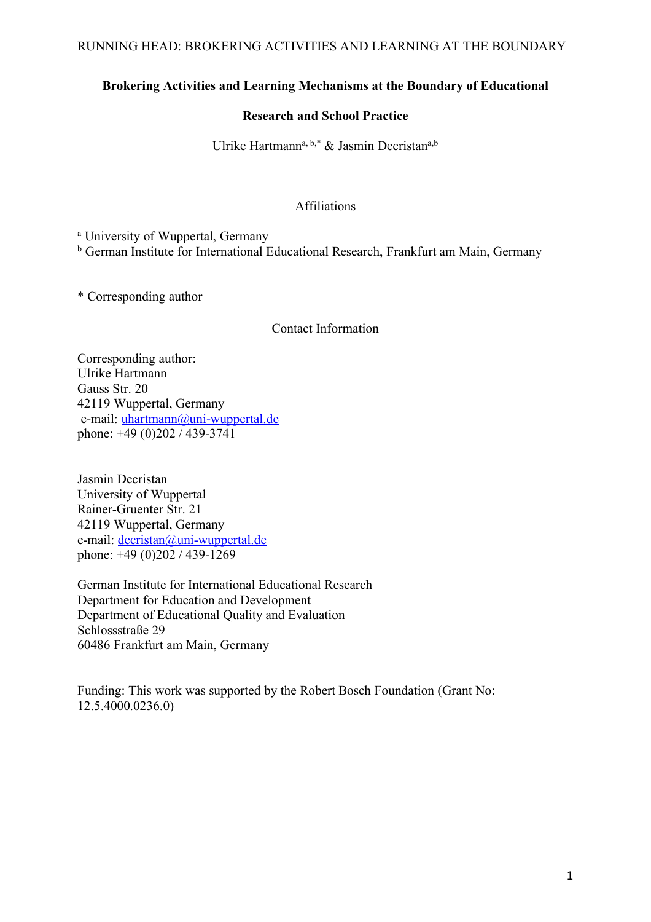**Brokering Activities and Learning Mechanisms at the Boundary of Educational Research and School Practice**

Ulrike Hartmann[a, b,*] & Jasmin Decristan[a,b]

Affiliations

[a] University of Wuppertal, Germany
[b] German Institute for International Educational Research, Frankfurt am Main, Germany

\* Corresponding author

Contact Information

Corresponding author:
Ulrike Hartmann
Gauss Str. 20
42119 Wuppertal, Germany
e-mail: uhartmann@uni-wuppertal.de
phone: +49 (0)202 / 439-3741

Jasmin Decristan
University of Wuppertal
Rainer-Gruenter Str. 21
42119 Wuppertal, Germany
e-mail: decristan@uni-wuppertal.de
phone: +49 (0)202 / 439-1269

German Institute for International Educational Research
Department for Education and Development
Department of Educational Quality and Evaluation
Schlossstraße 29
60486 Frankfurt am Main, Germany

Funding: This work was supported by the Robert Bosch Foundation (Grant No: 12.5.4000.0236.0)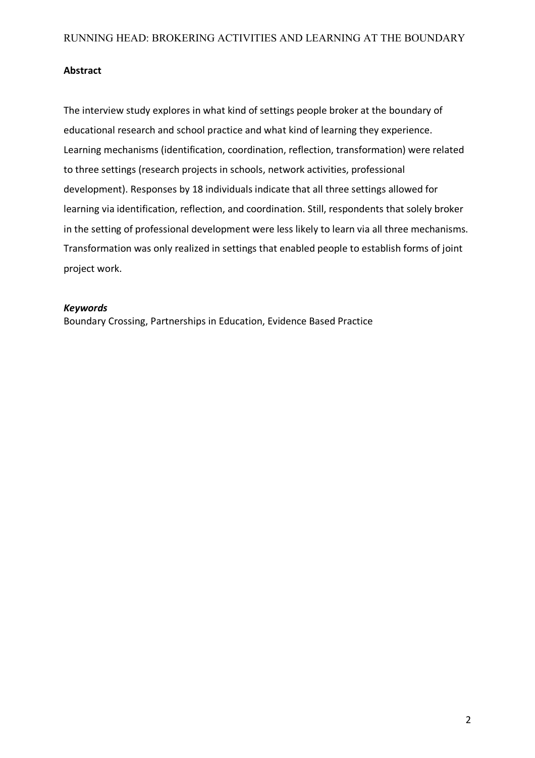**Abstract**

The interview study explores in what kind of settings people broker at the boundary of educational research and school practice and what kind of learning they experience. Learning mechanisms (identification, coordination, reflection, transformation) were related to three settings (research projects in schools, network activities, professional development). Responses by 18 individuals indicate that all three settings allowed for learning via identification, reflection, and coordination. Still, respondents that solely broker in the setting of professional development were less likely to learn via all three mechanisms. Transformation was only realized in settings that enabled people to establish forms of joint project work.

***Keywords***

Boundary Crossing, Partnerships in Education, Evidence Based Practice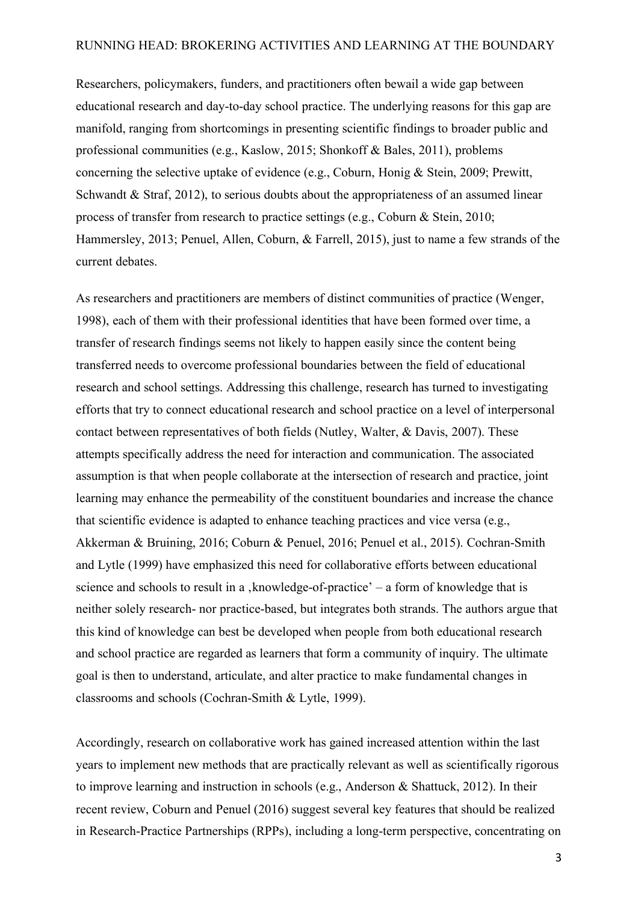Researchers, policymakers, funders, and practitioners often bewail a wide gap between educational research and day-to-day school practice. The underlying reasons for this gap are manifold, ranging from shortcomings in presenting scientific findings to broader public and professional communities (e.g., Kaslow, 2015; Shonkoff & Bales, 2011), problems concerning the selective uptake of evidence (e.g., Coburn, Honig & Stein, 2009; Prewitt, Schwandt & Straf, 2012), to serious doubts about the appropriateness of an assumed linear process of transfer from research to practice settings (e.g., Coburn & Stein, 2010; Hammersley, 2013; Penuel, Allen, Coburn, & Farrell, 2015), just to name a few strands of the current debates.

As researchers and practitioners are members of distinct communities of practice (Wenger, 1998), each of them with their professional identities that have been formed over time, a transfer of research findings seems not likely to happen easily since the content being transferred needs to overcome professional boundaries between the field of educational research and school settings. Addressing this challenge, research has turned to investigating efforts that try to connect educational research and school practice on a level of interpersonal contact between representatives of both fields (Nutley, Walter, & Davis, 2007). These attempts specifically address the need for interaction and communication. The associated assumption is that when people collaborate at the intersection of research and practice, joint learning may enhance the permeability of the constituent boundaries and increase the chance that scientific evidence is adapted to enhance teaching practices and vice versa (e.g., Akkerman & Bruining, 2016; Coburn & Penuel, 2016; Penuel et al., 2015). Cochran-Smith and Lytle (1999) have emphasized this need for collaborative efforts between educational science and schools to result in a ‚knowledge-of-practice' – a form of knowledge that is neither solely research- nor practice-based, but integrates both strands. The authors argue that this kind of knowledge can best be developed when people from both educational research and school practice are regarded as learners that form a community of inquiry. The ultimate goal is then to understand, articulate, and alter practice to make fundamental changes in classrooms and schools (Cochran-Smith & Lytle, 1999).

Accordingly, research on collaborative work has gained increased attention within the last years to implement new methods that are practically relevant as well as scientifically rigorous to improve learning and instruction in schools (e.g., Anderson & Shattuck, 2012). In their recent review, Coburn and Penuel (2016) suggest several key features that should be realized in Research-Practice Partnerships (RPPs), including a long-term perspective, concentrating on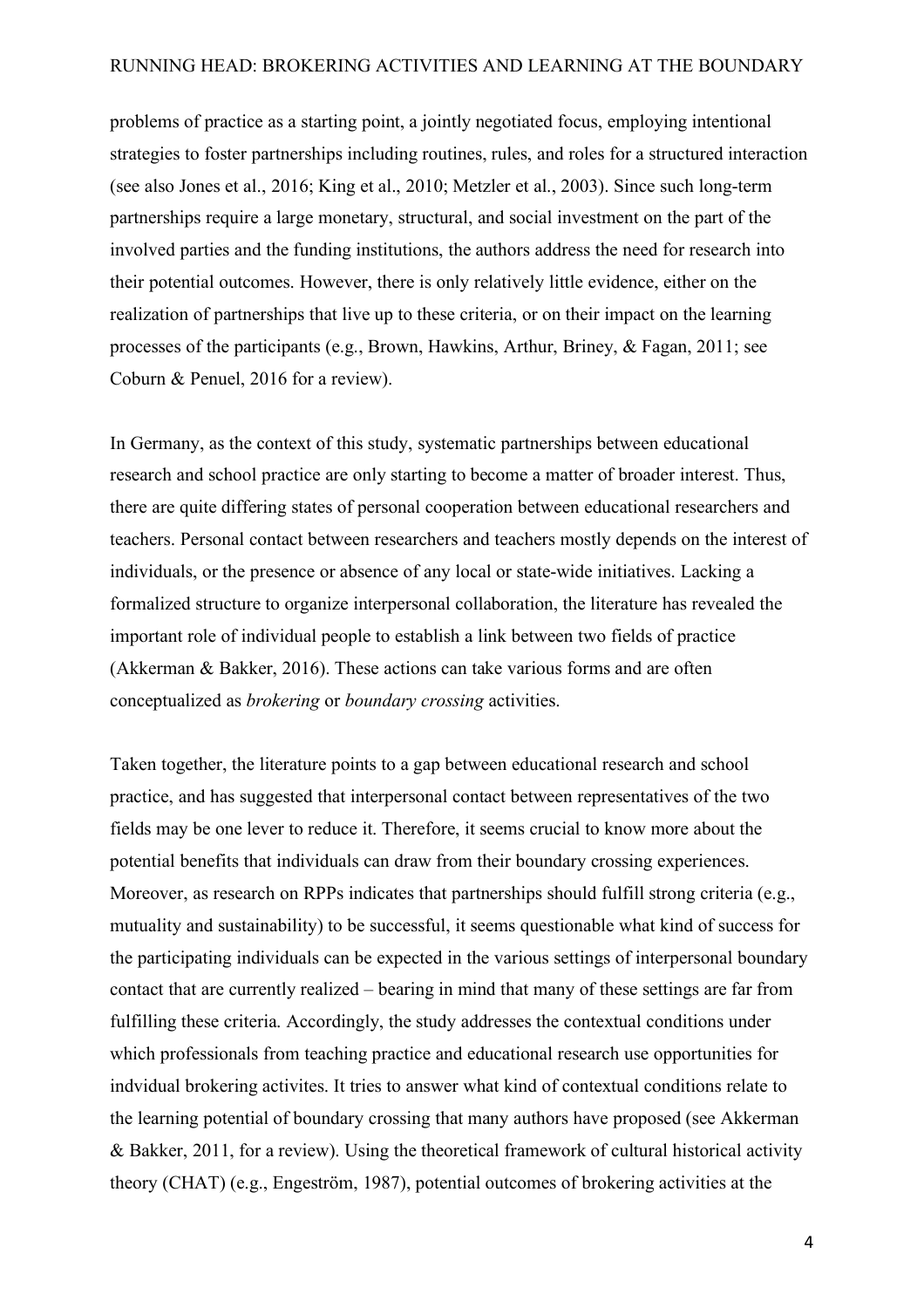problems of practice as a starting point, a jointly negotiated focus, employing intentional strategies to foster partnerships including routines, rules, and roles for a structured interaction (see also Jones et al., 2016; King et al., 2010; Metzler et al., 2003). Since such long-term partnerships require a large monetary, structural, and social investment on the part of the involved parties and the funding institutions, the authors address the need for research into their potential outcomes. However, there is only relatively little evidence, either on the realization of partnerships that live up to these criteria, or on their impact on the learning processes of the participants (e.g., Brown, Hawkins, Arthur, Briney, & Fagan, 2011; see Coburn & Penuel, 2016 for a review).

In Germany, as the context of this study, systematic partnerships between educational research and school practice are only starting to become a matter of broader interest. Thus, there are quite differing states of personal cooperation between educational researchers and teachers. Personal contact between researchers and teachers mostly depends on the interest of individuals, or the presence or absence of any local or state-wide initiatives. Lacking a formalized structure to organize interpersonal collaboration, the literature has revealed the important role of individual people to establish a link between two fields of practice (Akkerman & Bakker, 2016). These actions can take various forms and are often conceptualized as *brokering* or *boundary crossing* activities.

Taken together, the literature points to a gap between educational research and school practice, and has suggested that interpersonal contact between representatives of the two fields may be one lever to reduce it. Therefore, it seems crucial to know more about the potential benefits that individuals can draw from their boundary crossing experiences. Moreover, as research on RPPs indicates that partnerships should fulfill strong criteria (e.g., mutuality and sustainability) to be successful, it seems questionable what kind of success for the participating individuals can be expected in the various settings of interpersonal boundary contact that are currently realized – bearing in mind that many of these settings are far from fulfilling these criteria. Accordingly, the study addresses the contextual conditions under which professionals from teaching practice and educational research use opportunities for indvidual brokering activites. It tries to answer what kind of contextual conditions relate to the learning potential of boundary crossing that many authors have proposed (see Akkerman & Bakker, 2011, for a review). Using the theoretical framework of cultural historical activity theory (CHAT) (e.g., Engeström, 1987), potential outcomes of brokering activities at the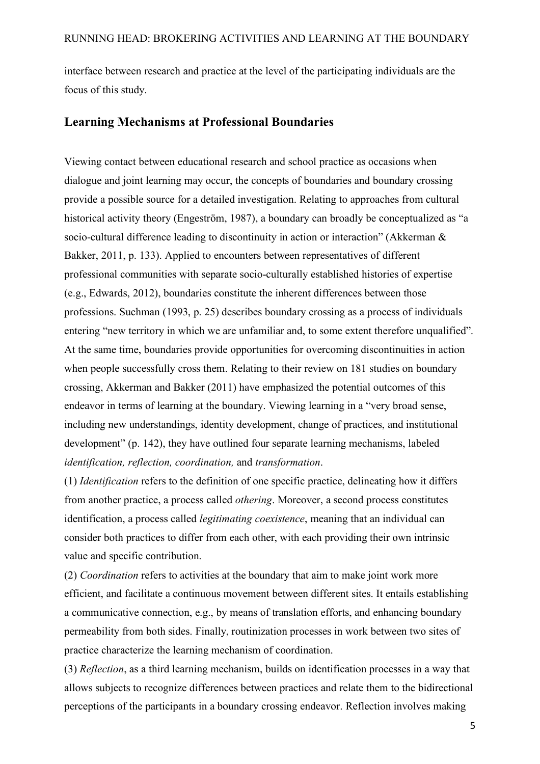interface between research and practice at the level of the participating individuals are the focus of this study.

## Learning Mechanisms at Professional Boundaries

Viewing contact between educational research and school practice as occasions when dialogue and joint learning may occur, the concepts of boundaries and boundary crossing provide a possible source for a detailed investigation. Relating to approaches from cultural historical activity theory (Engeström, 1987), a boundary can broadly be conceptualized as "a socio-cultural difference leading to discontinuity in action or interaction" (Akkerman & Bakker, 2011, p. 133). Applied to encounters between representatives of different professional communities with separate socio-culturally established histories of expertise (e.g., Edwards, 2012), boundaries constitute the inherent differences between those professions. Suchman (1993, p. 25) describes boundary crossing as a process of individuals entering "new territory in which we are unfamiliar and, to some extent therefore unqualified". At the same time, boundaries provide opportunities for overcoming discontinuities in action when people successfully cross them. Relating to their review on 181 studies on boundary crossing, Akkerman and Bakker (2011) have emphasized the potential outcomes of this endeavor in terms of learning at the boundary. Viewing learning in a "very broad sense, including new understandings, identity development, change of practices, and institutional development" (p. 142), they have outlined four separate learning mechanisms, labeled *identification, reflection, coordination,* and *transformation*.

(1) *Identification* refers to the definition of one specific practice, delineating how it differs from another practice, a process called *othering*. Moreover, a second process constitutes identification, a process called *legitimating coexistence*, meaning that an individual can consider both practices to differ from each other, with each providing their own intrinsic value and specific contribution.

(2) *Coordination* refers to activities at the boundary that aim to make joint work more efficient, and facilitate a continuous movement between different sites. It entails establishing a communicative connection, e.g., by means of translation efforts, and enhancing boundary permeability from both sides. Finally, routinization processes in work between two sites of practice characterize the learning mechanism of coordination.

(3) *Reflection*, as a third learning mechanism, builds on identification processes in a way that allows subjects to recognize differences between practices and relate them to the bidirectional perceptions of the participants in a boundary crossing endeavor. Reflection involves making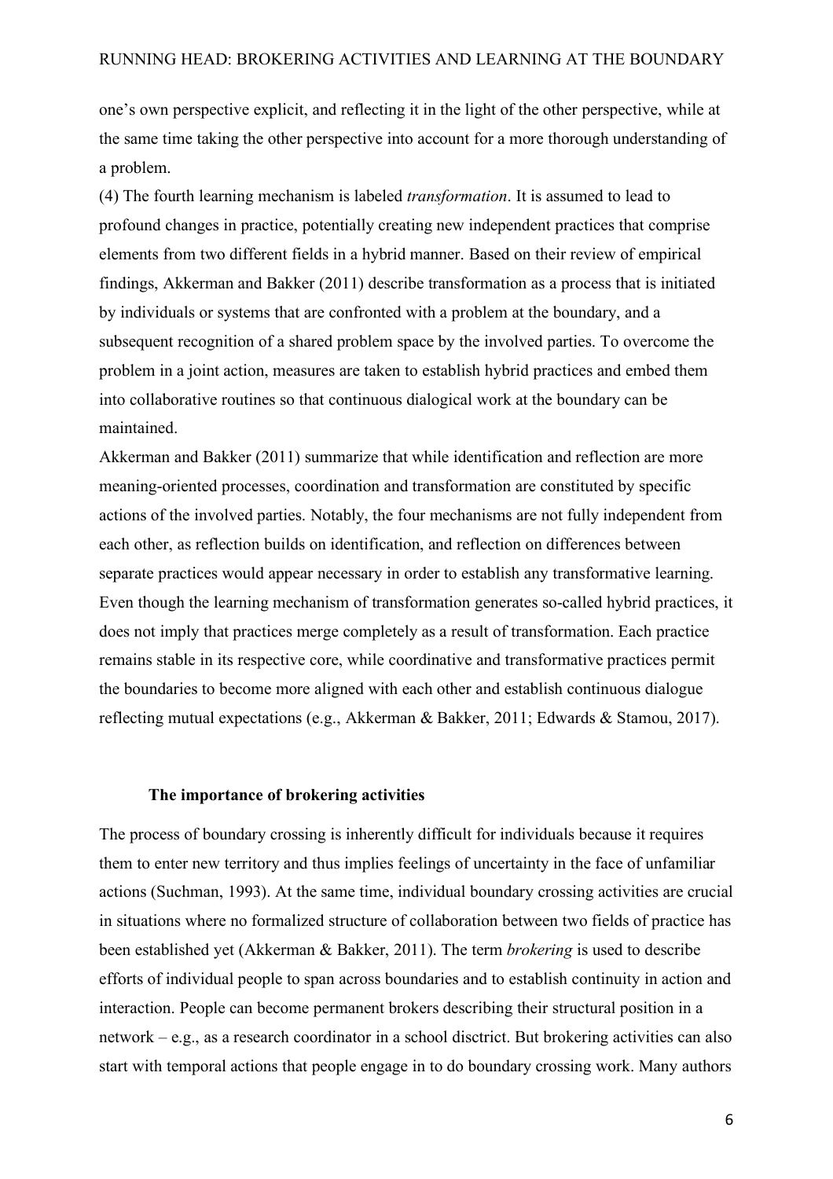one's own perspective explicit, and reflecting it in the light of the other perspective, while at the same time taking the other perspective into account for a more thorough understanding of a problem.

(4) The fourth learning mechanism is labeled *transformation*. It is assumed to lead to profound changes in practice, potentially creating new independent practices that comprise elements from two different fields in a hybrid manner. Based on their review of empirical findings, Akkerman and Bakker (2011) describe transformation as a process that is initiated by individuals or systems that are confronted with a problem at the boundary, and a subsequent recognition of a shared problem space by the involved parties. To overcome the problem in a joint action, measures are taken to establish hybrid practices and embed them into collaborative routines so that continuous dialogical work at the boundary can be maintained.

Akkerman and Bakker (2011) summarize that while identification and reflection are more meaning-oriented processes, coordination and transformation are constituted by specific actions of the involved parties. Notably, the four mechanisms are not fully independent from each other, as reflection builds on identification, and reflection on differences between separate practices would appear necessary in order to establish any transformative learning. Even though the learning mechanism of transformation generates so-called hybrid practices, it does not imply that practices merge completely as a result of transformation. Each practice remains stable in its respective core, while coordinative and transformative practices permit the boundaries to become more aligned with each other and establish continuous dialogue reflecting mutual expectations (e.g., Akkerman & Bakker, 2011; Edwards & Stamou, 2017).

## The importance of brokering activities

The process of boundary crossing is inherently difficult for individuals because it requires them to enter new territory and thus implies feelings of uncertainty in the face of unfamiliar actions (Suchman, 1993). At the same time, individual boundary crossing activities are crucial in situations where no formalized structure of collaboration between two fields of practice has been established yet (Akkerman & Bakker, 2011). The term *brokering* is used to describe efforts of individual people to span across boundaries and to establish continuity in action and interaction. People can become permanent brokers describing their structural position in a network – e.g., as a research coordinator in a school disctrict. But brokering activities can also start with temporal actions that people engage in to do boundary crossing work. Many authors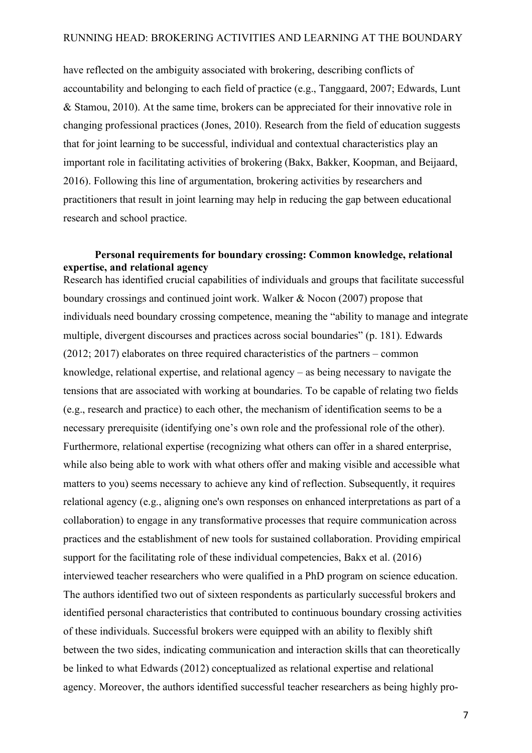have reflected on the ambiguity associated with brokering, describing conflicts of accountability and belonging to each field of practice (e.g., Tanggaard, 2007; Edwards, Lunt & Stamou, 2010). At the same time, brokers can be appreciated for their innovative role in changing professional practices (Jones, 2010). Research from the field of education suggests that for joint learning to be successful, individual and contextual characteristics play an important role in facilitating activities of brokering (Bakx, Bakker, Koopman, and Beijaard, 2016). Following this line of argumentation, brokering activities by researchers and practitioners that result in joint learning may help in reducing the gap between educational research and school practice.

### Personal requirements for boundary crossing: Common knowledge, relational expertise, and relational agency

Research has identified crucial capabilities of individuals and groups that facilitate successful boundary crossings and continued joint work. Walker & Nocon (2007) propose that individuals need boundary crossing competence, meaning the "ability to manage and integrate multiple, divergent discourses and practices across social boundaries" (p. 181). Edwards (2012; 2017) elaborates on three required characteristics of the partners – common knowledge, relational expertise, and relational agency – as being necessary to navigate the tensions that are associated with working at boundaries. To be capable of relating two fields (e.g., research and practice) to each other, the mechanism of identification seems to be a necessary prerequisite (identifying one's own role and the professional role of the other). Furthermore, relational expertise (recognizing what others can offer in a shared enterprise, while also being able to work with what others offer and making visible and accessible what matters to you) seems necessary to achieve any kind of reflection. Subsequently, it requires relational agency (e.g., aligning one's own responses on enhanced interpretations as part of a collaboration) to engage in any transformative processes that require communication across practices and the establishment of new tools for sustained collaboration. Providing empirical support for the facilitating role of these individual competencies, Bakx et al. (2016) interviewed teacher researchers who were qualified in a PhD program on science education. The authors identified two out of sixteen respondents as particularly successful brokers and identified personal characteristics that contributed to continuous boundary crossing activities of these individuals. Successful brokers were equipped with an ability to flexibly shift between the two sides, indicating communication and interaction skills that can theoretically be linked to what Edwards (2012) conceptualized as relational expertise and relational agency. Moreover, the authors identified successful teacher researchers as being highly pro-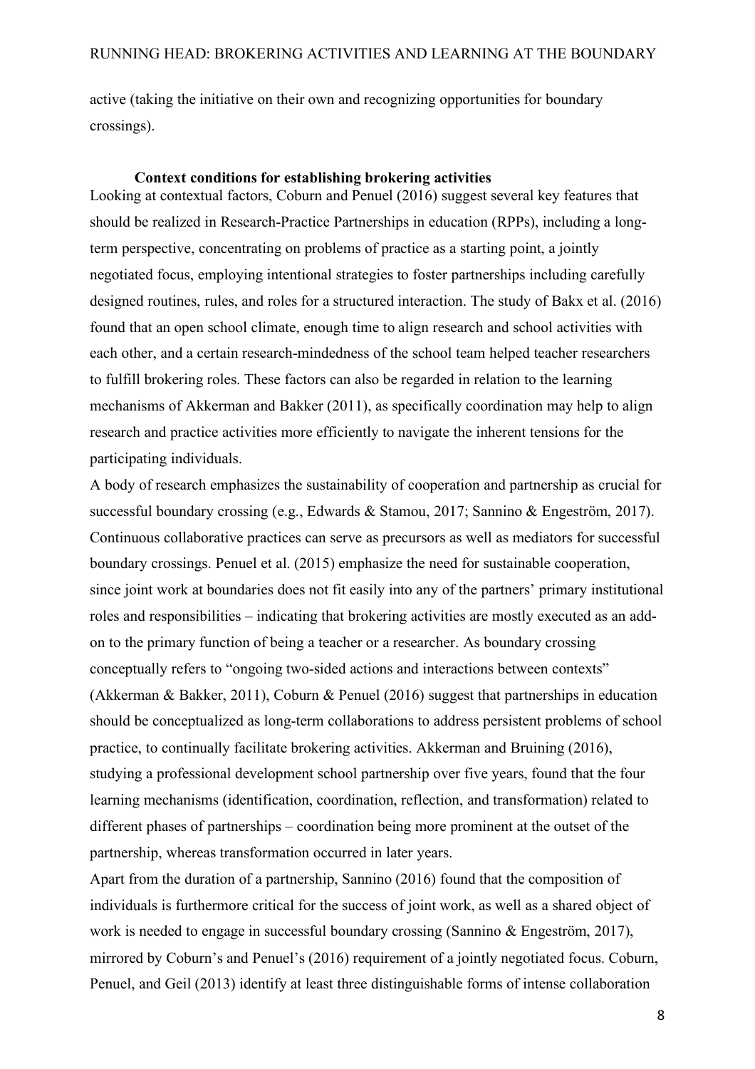active (taking the initiative on their own and recognizing opportunities for boundary crossings).

### Context conditions for establishing brokering activities

Looking at contextual factors, Coburn and Penuel (2016) suggest several key features that should be realized in Research-Practice Partnerships in education (RPPs), including a long-term perspective, concentrating on problems of practice as a starting point, a jointly negotiated focus, employing intentional strategies to foster partnerships including carefully designed routines, rules, and roles for a structured interaction. The study of Bakx et al. (2016) found that an open school climate, enough time to align research and school activities with each other, and a certain research-mindedness of the school team helped teacher researchers to fulfill brokering roles. These factors can also be regarded in relation to the learning mechanisms of Akkerman and Bakker (2011), as specifically coordination may help to align research and practice activities more efficiently to navigate the inherent tensions for the participating individuals.

A body of research emphasizes the sustainability of cooperation and partnership as crucial for successful boundary crossing (e.g., Edwards & Stamou, 2017; Sannino & Engeström, 2017). Continuous collaborative practices can serve as precursors as well as mediators for successful boundary crossings. Penuel et al. (2015) emphasize the need for sustainable cooperation, since joint work at boundaries does not fit easily into any of the partners' primary institutional roles and responsibilities – indicating that brokering activities are mostly executed as an add-on to the primary function of being a teacher or a researcher. As boundary crossing conceptually refers to "ongoing two-sided actions and interactions between contexts" (Akkerman & Bakker, 2011), Coburn & Penuel (2016) suggest that partnerships in education should be conceptualized as long-term collaborations to address persistent problems of school practice, to continually facilitate brokering activities. Akkerman and Bruining (2016), studying a professional development school partnership over five years, found that the four learning mechanisms (identification, coordination, reflection, and transformation) related to different phases of partnerships – coordination being more prominent at the outset of the partnership, whereas transformation occurred in later years.

Apart from the duration of a partnership, Sannino (2016) found that the composition of individuals is furthermore critical for the success of joint work, as well as a shared object of work is needed to engage in successful boundary crossing (Sannino & Engeström, 2017), mirrored by Coburn's and Penuel's (2016) requirement of a jointly negotiated focus. Coburn, Penuel, and Geil (2013) identify at least three distinguishable forms of intense collaboration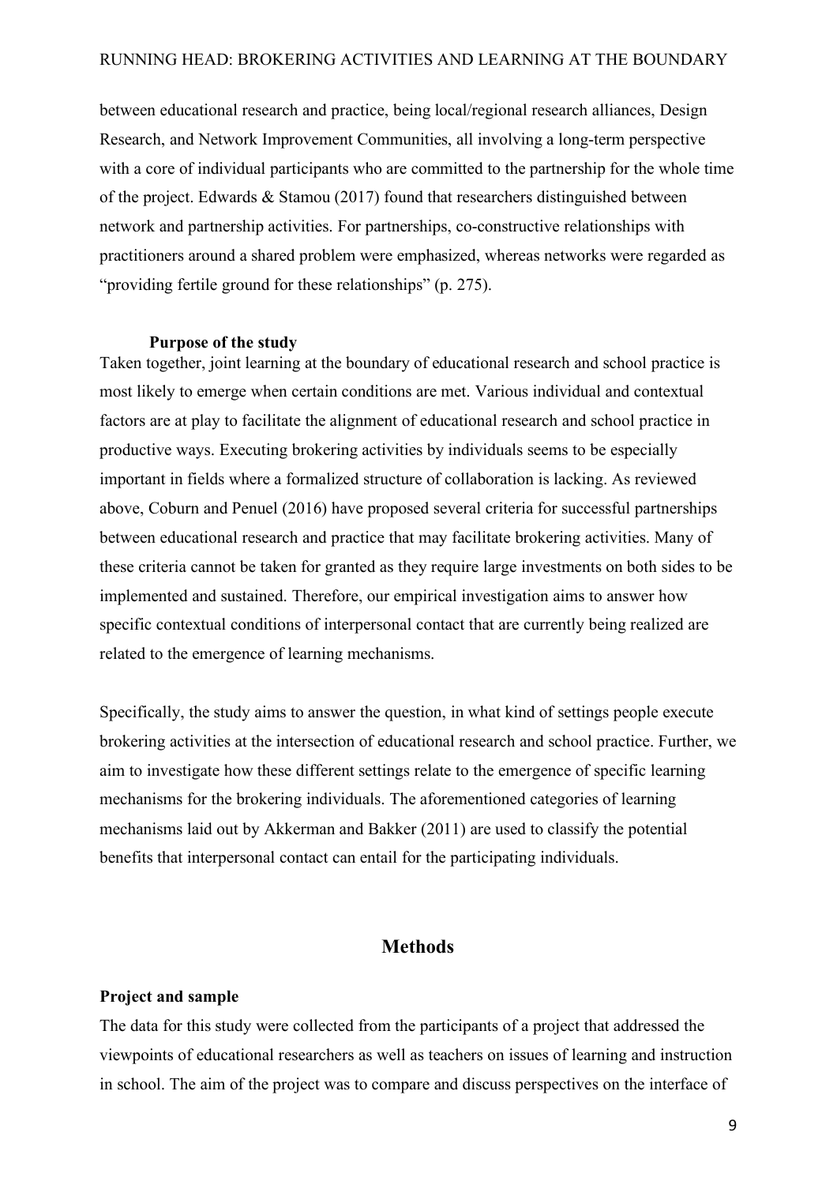between educational research and practice, being local/regional research alliances, Design Research, and Network Improvement Communities, all involving a long-term perspective with a core of individual participants who are committed to the partnership for the whole time of the project. Edwards & Stamou (2017) found that researchers distinguished between network and partnership activities. For partnerships, co-constructive relationships with practitioners around a shared problem were emphasized, whereas networks were regarded as "providing fertile ground for these relationships" (p. 275).

### Purpose of the study

Taken together, joint learning at the boundary of educational research and school practice is most likely to emerge when certain conditions are met. Various individual and contextual factors are at play to facilitate the alignment of educational research and school practice in productive ways. Executing brokering activities by individuals seems to be especially important in fields where a formalized structure of collaboration is lacking. As reviewed above, Coburn and Penuel (2016) have proposed several criteria for successful partnerships between educational research and practice that may facilitate brokering activities. Many of these criteria cannot be taken for granted as they require large investments on both sides to be implemented and sustained. Therefore, our empirical investigation aims to answer how specific contextual conditions of interpersonal contact that are currently being realized are related to the emergence of learning mechanisms.

Specifically, the study aims to answer the question, in what kind of settings people execute brokering activities at the intersection of educational research and school practice. Further, we aim to investigate how these different settings relate to the emergence of specific learning mechanisms for the brokering individuals. The aforementioned categories of learning mechanisms laid out by Akkerman and Bakker (2011) are used to classify the potential benefits that interpersonal contact can entail for the participating individuals.

## Methods

### Project and sample

The data for this study were collected from the participants of a project that addressed the viewpoints of educational researchers as well as teachers on issues of learning and instruction in school. The aim of the project was to compare and discuss perspectives on the interface of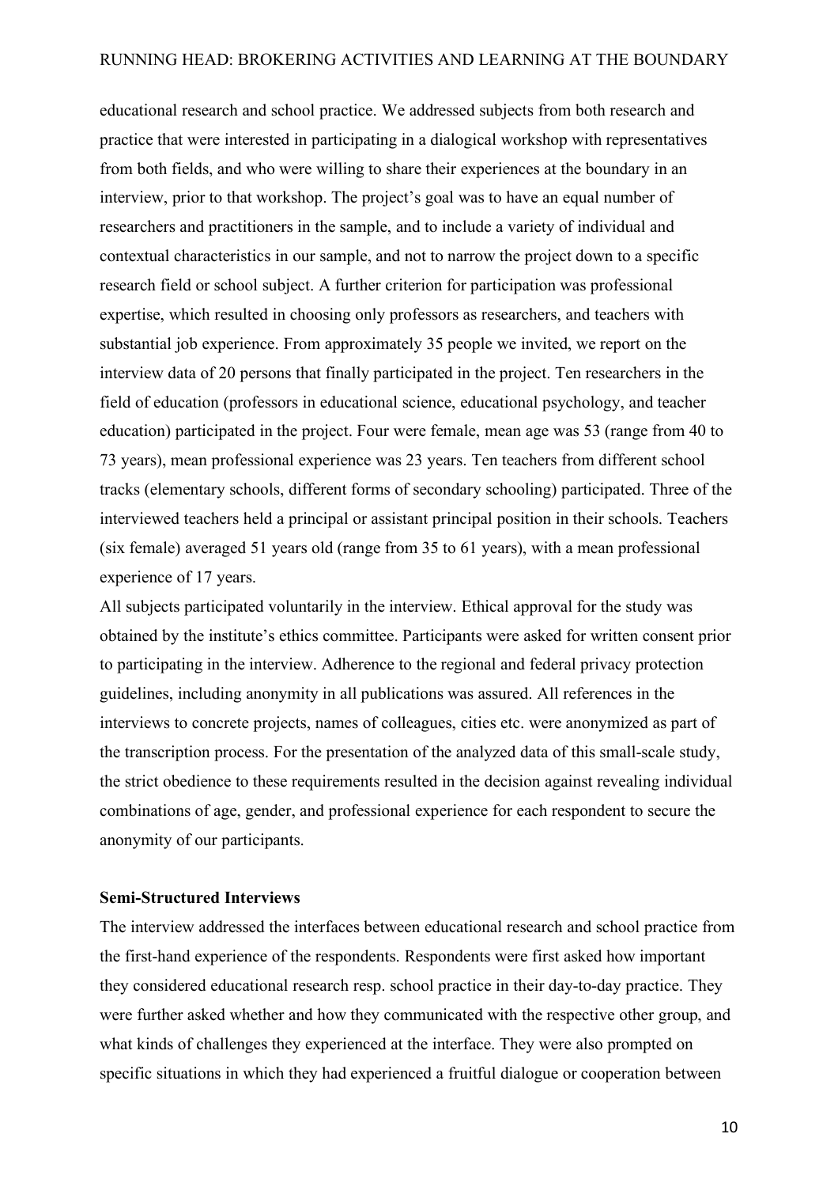educational research and school practice. We addressed subjects from both research and practice that were interested in participating in a dialogical workshop with representatives from both fields, and who were willing to share their experiences at the boundary in an interview, prior to that workshop. The project's goal was to have an equal number of researchers and practitioners in the sample, and to include a variety of individual and contextual characteristics in our sample, and not to narrow the project down to a specific research field or school subject. A further criterion for participation was professional expertise, which resulted in choosing only professors as researchers, and teachers with substantial job experience. From approximately 35 people we invited, we report on the interview data of 20 persons that finally participated in the project. Ten researchers in the field of education (professors in educational science, educational psychology, and teacher education) participated in the project. Four were female, mean age was 53 (range from 40 to 73 years), mean professional experience was 23 years. Ten teachers from different school tracks (elementary schools, different forms of secondary schooling) participated. Three of the interviewed teachers held a principal or assistant principal position in their schools. Teachers (six female) averaged 51 years old (range from 35 to 61 years), with a mean professional experience of 17 years.

All subjects participated voluntarily in the interview. Ethical approval for the study was obtained by the institute's ethics committee. Participants were asked for written consent prior to participating in the interview. Adherence to the regional and federal privacy protection guidelines, including anonymity in all publications was assured. All references in the interviews to concrete projects, names of colleagues, cities etc. were anonymized as part of the transcription process. For the presentation of the analyzed data of this small-scale study, the strict obedience to these requirements resulted in the decision against revealing individual combinations of age, gender, and professional experience for each respondent to secure the anonymity of our participants.

### Semi-Structured Interviews

The interview addressed the interfaces between educational research and school practice from the first-hand experience of the respondents. Respondents were first asked how important they considered educational research resp. school practice in their day-to-day practice. They were further asked whether and how they communicated with the respective other group, and what kinds of challenges they experienced at the interface. They were also prompted on specific situations in which they had experienced a fruitful dialogue or cooperation between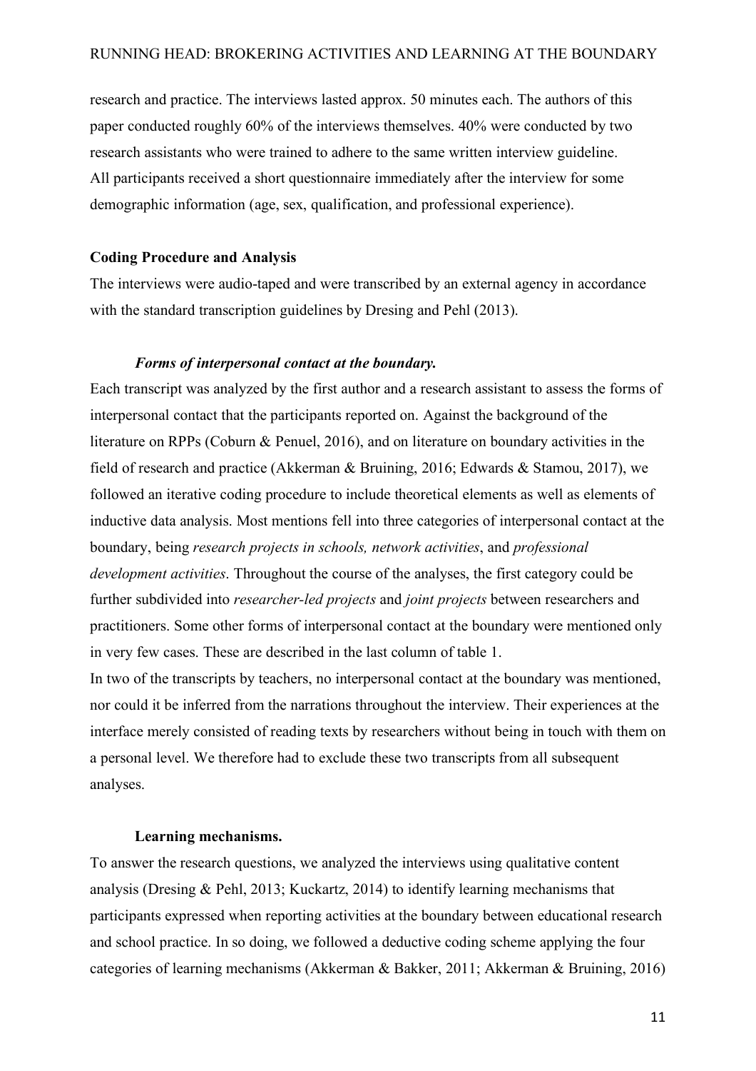research and practice. The interviews lasted approx. 50 minutes each. The authors of this paper conducted roughly 60% of the interviews themselves. 40% were conducted by two research assistants who were trained to adhere to the same written interview guideline. All participants received a short questionnaire immediately after the interview for some demographic information (age, sex, qualification, and professional experience).

## Coding Procedure and Analysis

The interviews were audio-taped and were transcribed by an external agency in accordance with the standard transcription guidelines by Dresing and Pehl (2013).

### *Forms of interpersonal contact at the boundary.*

Each transcript was analyzed by the first author and a research assistant to assess the forms of interpersonal contact that the participants reported on. Against the background of the literature on RPPs (Coburn & Penuel, 2016), and on literature on boundary activities in the field of research and practice (Akkerman & Bruining, 2016; Edwards & Stamou, 2017), we followed an iterative coding procedure to include theoretical elements as well as elements of inductive data analysis. Most mentions fell into three categories of interpersonal contact at the boundary, being *research projects in schools, network activities*, and *professional development activities*. Throughout the course of the analyses, the first category could be further subdivided into *researcher-led projects* and *joint projects* between researchers and practitioners. Some other forms of interpersonal contact at the boundary were mentioned only in very few cases. These are described in the last column of table 1.

In two of the transcripts by teachers, no interpersonal contact at the boundary was mentioned, nor could it be inferred from the narrations throughout the interview. Their experiences at the interface merely consisted of reading texts by researchers without being in touch with them on a personal level. We therefore had to exclude these two transcripts from all subsequent analyses.

### **Learning mechanisms.**

To answer the research questions, we analyzed the interviews using qualitative content analysis (Dresing & Pehl, 2013; Kuckartz, 2014) to identify learning mechanisms that participants expressed when reporting activities at the boundary between educational research and school practice. In so doing, we followed a deductive coding scheme applying the four categories of learning mechanisms (Akkerman & Bakker, 2011; Akkerman & Bruining, 2016)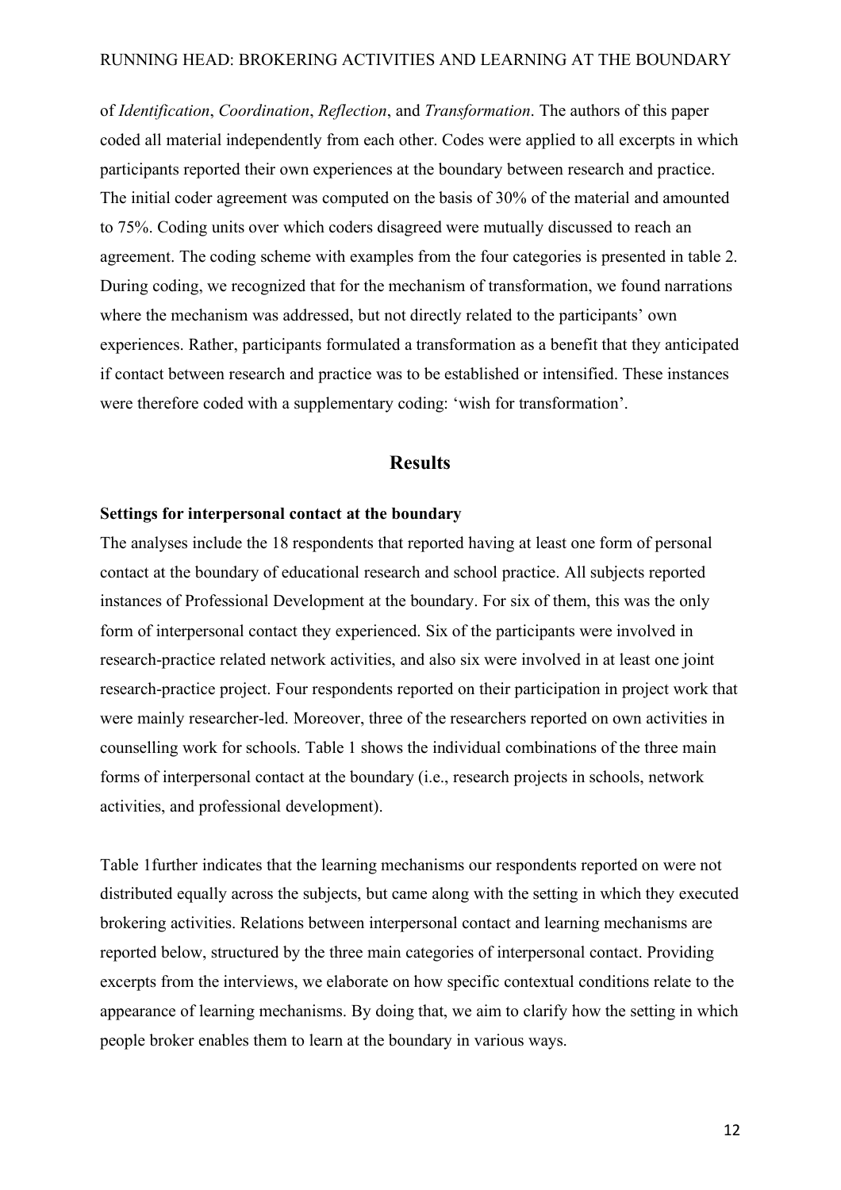of *Identification*, *Coordination*, *Reflection*, and *Transformation*. The authors of this paper coded all material independently from each other. Codes were applied to all excerpts in which participants reported their own experiences at the boundary between research and practice. The initial coder agreement was computed on the basis of 30% of the material and amounted to 75%. Coding units over which coders disagreed were mutually discussed to reach an agreement. The coding scheme with examples from the four categories is presented in table 2. During coding, we recognized that for the mechanism of transformation, we found narrations where the mechanism was addressed, but not directly related to the participants' own experiences. Rather, participants formulated a transformation as a benefit that they anticipated if contact between research and practice was to be established or intensified. These instances were therefore coded with a supplementary coding: 'wish for transformation'.

## Results

### Settings for interpersonal contact at the boundary

The analyses include the 18 respondents that reported having at least one form of personal contact at the boundary of educational research and school practice. All subjects reported instances of Professional Development at the boundary. For six of them, this was the only form of interpersonal contact they experienced. Six of the participants were involved in research-practice related network activities, and also six were involved in at least one joint research-practice project. Four respondents reported on their participation in project work that were mainly researcher-led. Moreover, three of the researchers reported on own activities in counselling work for schools. Table 1 shows the individual combinations of the three main forms of interpersonal contact at the boundary (i.e., research projects in schools, network activities, and professional development).

Table 1further indicates that the learning mechanisms our respondents reported on were not distributed equally across the subjects, but came along with the setting in which they executed brokering activities. Relations between interpersonal contact and learning mechanisms are reported below, structured by the three main categories of interpersonal contact. Providing excerpts from the interviews, we elaborate on how specific contextual conditions relate to the appearance of learning mechanisms. By doing that, we aim to clarify how the setting in which people broker enables them to learn at the boundary in various ways.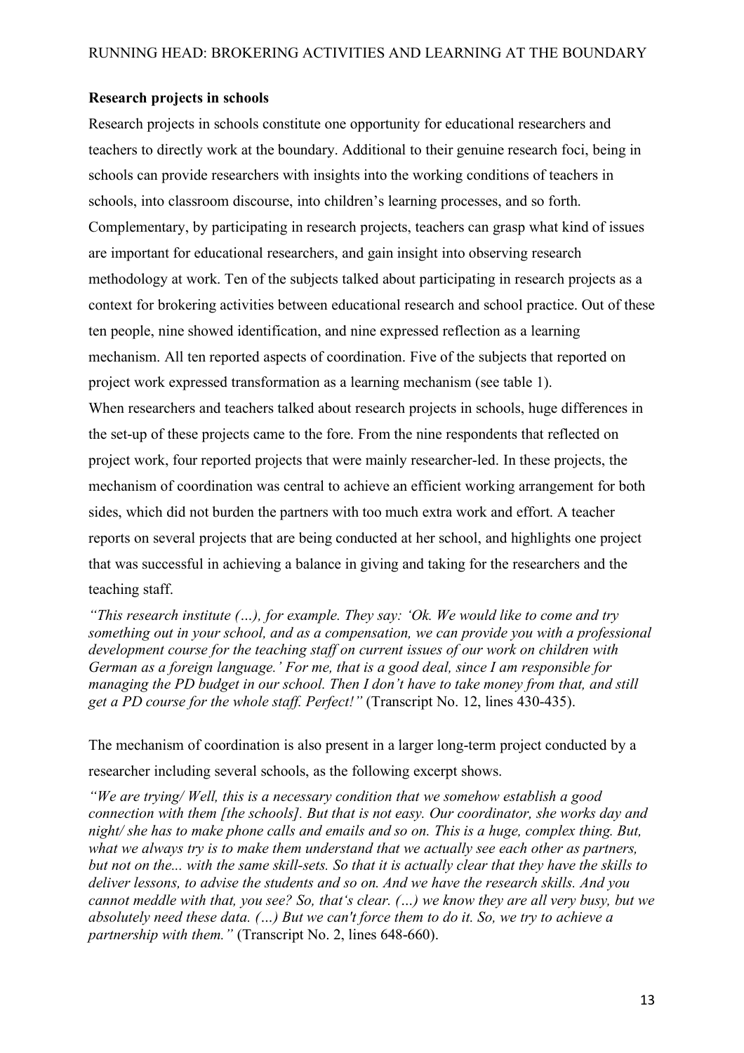**Research projects in schools**

Research projects in schools constitute one opportunity for educational researchers and teachers to directly work at the boundary. Additional to their genuine research foci, being in schools can provide researchers with insights into the working conditions of teachers in schools, into classroom discourse, into children's learning processes, and so forth. Complementary, by participating in research projects, teachers can grasp what kind of issues are important for educational researchers, and gain insight into observing research methodology at work. Ten of the subjects talked about participating in research projects as a context for brokering activities between educational research and school practice. Out of these ten people, nine showed identification, and nine expressed reflection as a learning mechanism. All ten reported aspects of coordination. Five of the subjects that reported on project work expressed transformation as a learning mechanism (see table 1).

When researchers and teachers talked about research projects in schools, huge differences in the set-up of these projects came to the fore. From the nine respondents that reflected on project work, four reported projects that were mainly researcher-led. In these projects, the mechanism of coordination was central to achieve an efficient working arrangement for both sides, which did not burden the partners with too much extra work and effort. A teacher reports on several projects that are being conducted at her school, and highlights one project that was successful in achieving a balance in giving and taking for the researchers and the teaching staff.

*"This research institute (…), for example. They say: 'Ok. We would like to come and try something out in your school, and as a compensation, we can provide you with a professional development course for the teaching staff on current issues of our work on children with German as a foreign language.' For me, that is a good deal, since I am responsible for managing the PD budget in our school. Then I don't have to take money from that, and still get a PD course for the whole staff. Perfect!"* (Transcript No. 12, lines 430-435).

The mechanism of coordination is also present in a larger long-term project conducted by a researcher including several schools, as the following excerpt shows.

*"We are trying/ Well, this is a necessary condition that we somehow establish a good connection with them [the schools]. But that is not easy. Our coordinator, she works day and night/ she has to make phone calls and emails and so on. This is a huge, complex thing. But, what we always try is to make them understand that we actually see each other as partners, but not on the... with the same skill-sets. So that it is actually clear that they have the skills to deliver lessons, to advise the students and so on. And we have the research skills. And you cannot meddle with that, you see? So, that's clear. (…) we know they are all very busy, but we absolutely need these data. (…) But we can't force them to do it. So, we try to achieve a partnership with them."* (Transcript No. 2, lines 648-660).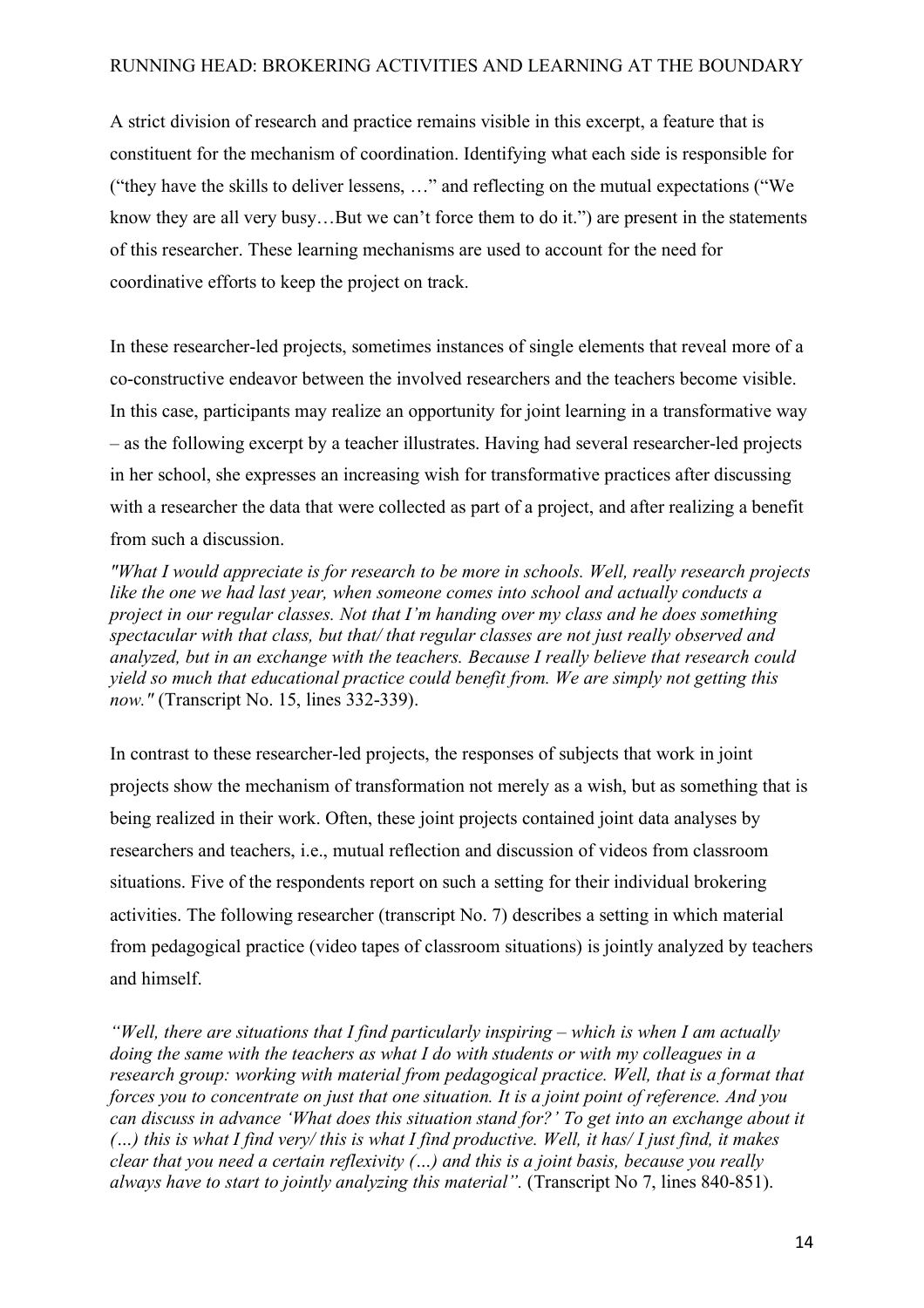A strict division of research and practice remains visible in this excerpt, a feature that is constituent for the mechanism of coordination. Identifying what each side is responsible for ("they have the skills to deliver lessens, …" and reflecting on the mutual expectations ("We know they are all very busy…But we can't force them to do it.") are present in the statements of this researcher. These learning mechanisms are used to account for the need for coordinative efforts to keep the project on track.

In these researcher-led projects, sometimes instances of single elements that reveal more of a co-constructive endeavor between the involved researchers and the teachers become visible. In this case, participants may realize an opportunity for joint learning in a transformative way – as the following excerpt by a teacher illustrates. Having had several researcher-led projects in her school, she expresses an increasing wish for transformative practices after discussing with a researcher the data that were collected as part of a project, and after realizing a benefit from such a discussion.

*"What I would appreciate is for research to be more in schools. Well, really research projects like the one we had last year, when someone comes into school and actually conducts a project in our regular classes. Not that I'm handing over my class and he does something spectacular with that class, but that/ that regular classes are not just really observed and analyzed, but in an exchange with the teachers. Because I really believe that research could yield so much that educational practice could benefit from. We are simply not getting this now."* (Transcript No. 15, lines 332-339).

In contrast to these researcher-led projects, the responses of subjects that work in joint projects show the mechanism of transformation not merely as a wish, but as something that is being realized in their work. Often, these joint projects contained joint data analyses by researchers and teachers, i.e., mutual reflection and discussion of videos from classroom situations. Five of the respondents report on such a setting for their individual brokering activities. The following researcher (transcript No. 7) describes a setting in which material from pedagogical practice (video tapes of classroom situations) is jointly analyzed by teachers and himself.

*"Well, there are situations that I find particularly inspiring – which is when I am actually doing the same with the teachers as what I do with students or with my colleagues in a research group: working with material from pedagogical practice. Well, that is a format that forces you to concentrate on just that one situation. It is a joint point of reference. And you can discuss in advance 'What does this situation stand for?' To get into an exchange about it (…) this is what I find very/ this is what I find productive. Well, it has/ I just find, it makes clear that you need a certain reflexivity (…) and this is a joint basis, because you really always have to start to jointly analyzing this material".* (Transcript No 7, lines 840-851).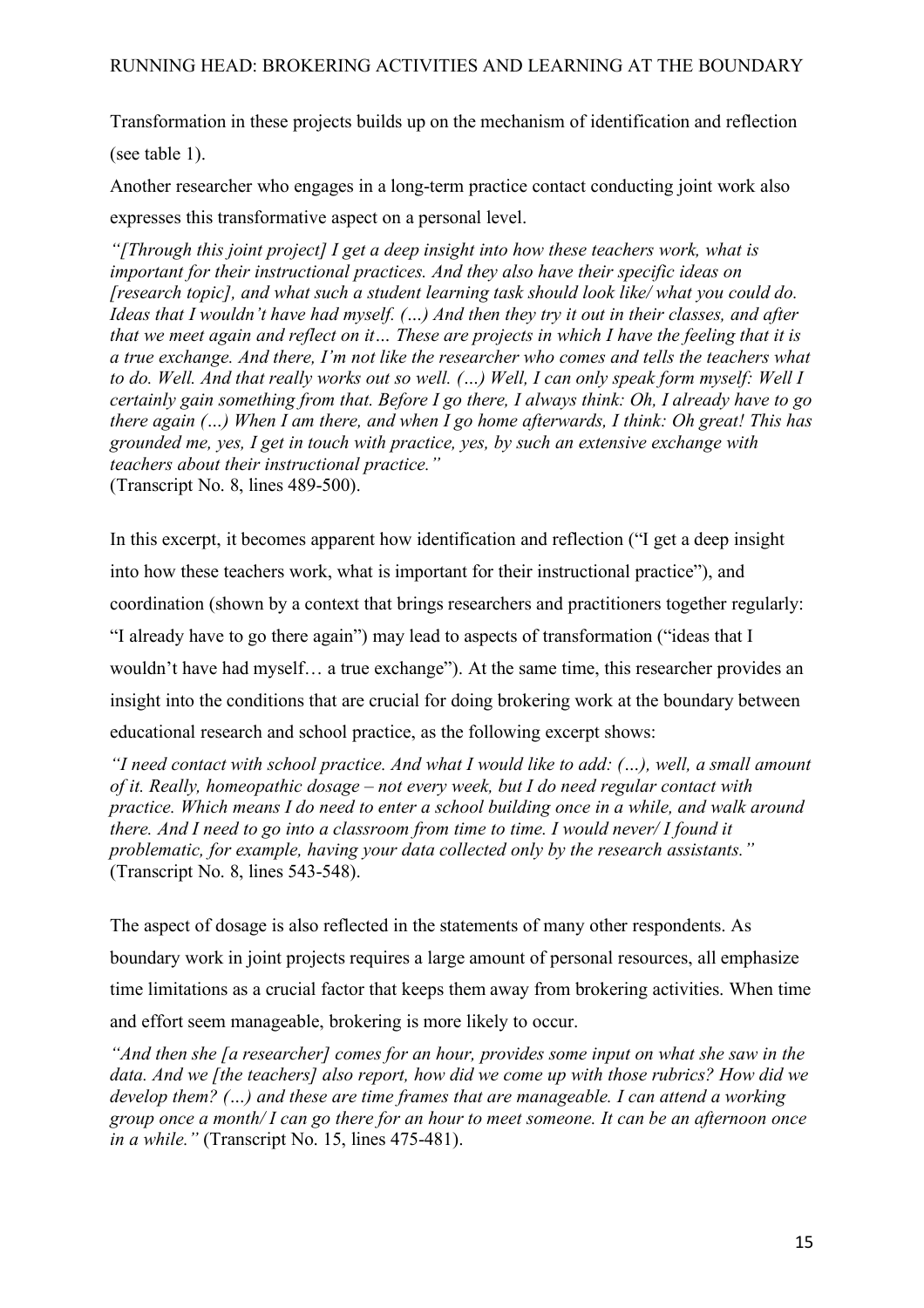Transformation in these projects builds up on the mechanism of identification and reflection (see table 1).

Another researcher who engages in a long-term practice contact conducting joint work also expresses this transformative aspect on a personal level.

*"[Through this joint project] I get a deep insight into how these teachers work, what is important for their instructional practices. And they also have their specific ideas on [research topic], and what such a student learning task should look like/ what you could do. Ideas that I wouldn't have had myself. (…) And then they try it out in their classes, and after that we meet again and reflect on it… These are projects in which I have the feeling that it is a true exchange. And there, I'm not like the researcher who comes and tells the teachers what to do. Well. And that really works out so well. (…) Well, I can only speak form myself: Well I certainly gain something from that. Before I go there, I always think: Oh, I already have to go there again (…) When I am there, and when I go home afterwards, I think: Oh great! This has grounded me, yes, I get in touch with practice, yes, by such an extensive exchange with teachers about their instructional practice."*
(Transcript No. 8, lines 489-500).

In this excerpt, it becomes apparent how identification and reflection ("I get a deep insight into how these teachers work, what is important for their instructional practice"), and coordination (shown by a context that brings researchers and practitioners together regularly: "I already have to go there again") may lead to aspects of transformation ("ideas that I wouldn't have had myself… a true exchange"). At the same time, this researcher provides an insight into the conditions that are crucial for doing brokering work at the boundary between educational research and school practice, as the following excerpt shows:

*"I need contact with school practice. And what I would like to add: (…), well, a small amount of it. Really, homeopathic dosage – not every week, but I do need regular contact with practice. Which means I do need to enter a school building once in a while, and walk around there. And I need to go into a classroom from time to time. I would never/ I found it problematic, for example, having your data collected only by the research assistants."*
(Transcript No. 8, lines 543-548).

The aspect of dosage is also reflected in the statements of many other respondents. As boundary work in joint projects requires a large amount of personal resources, all emphasize time limitations as a crucial factor that keeps them away from brokering activities. When time and effort seem manageable, brokering is more likely to occur.

*"And then she [a researcher] comes for an hour, provides some input on what she saw in the data. And we [the teachers] also report, how did we come up with those rubrics? How did we develop them? (…) and these are time frames that are manageable. I can attend a working group once a month/ I can go there for an hour to meet someone. It can be an afternoon once in a while."* (Transcript No. 15, lines 475-481).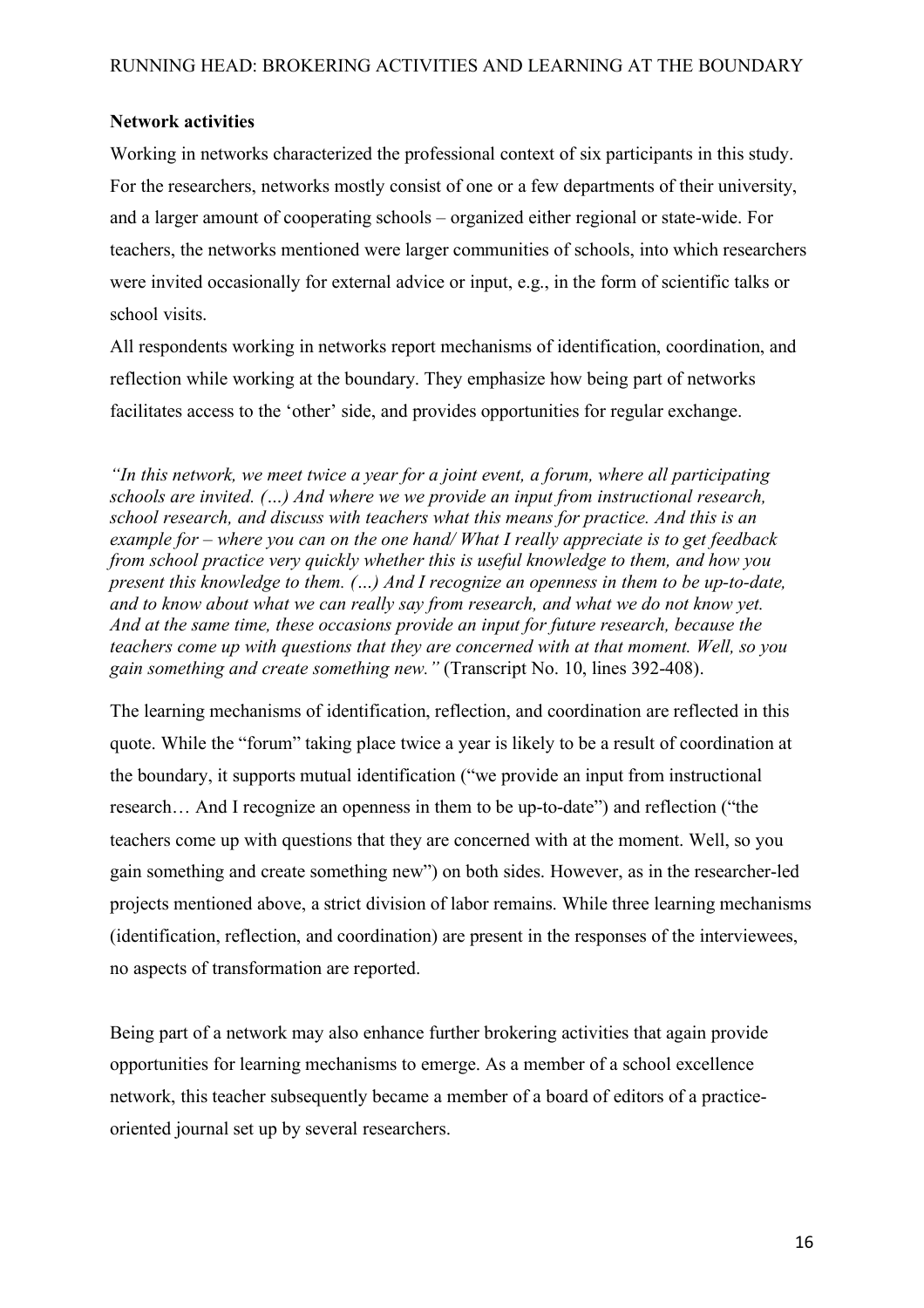**Network activities**

Working in networks characterized the professional context of six participants in this study. For the researchers, networks mostly consist of one or a few departments of their university, and a larger amount of cooperating schools – organized either regional or state-wide. For teachers, the networks mentioned were larger communities of schools, into which researchers were invited occasionally for external advice or input, e.g., in the form of scientific talks or school visits.

All respondents working in networks report mechanisms of identification, coordination, and reflection while working at the boundary. They emphasize how being part of networks facilitates access to the 'other' side, and provides opportunities for regular exchange.

*"In this network, we meet twice a year for a joint event, a forum, where all participating schools are invited. (…) And where we we provide an input from instructional research, school research, and discuss with teachers what this means for practice. And this is an example for – where you can on the one hand/ What I really appreciate is to get feedback from school practice very quickly whether this is useful knowledge to them, and how you present this knowledge to them. (…) And I recognize an openness in them to be up-to-date, and to know about what we can really say from research, and what we do not know yet. And at the same time, these occasions provide an input for future research, because the teachers come up with questions that they are concerned with at that moment. Well, so you gain something and create something new."* (Transcript No. 10, lines 392-408).

The learning mechanisms of identification, reflection, and coordination are reflected in this quote. While the "forum" taking place twice a year is likely to be a result of coordination at the boundary, it supports mutual identification ("we provide an input from instructional research… And I recognize an openness in them to be up-to-date") and reflection ("the teachers come up with questions that they are concerned with at the moment. Well, so you gain something and create something new") on both sides. However, as in the researcher-led projects mentioned above, a strict division of labor remains. While three learning mechanisms (identification, reflection, and coordination) are present in the responses of the interviewees, no aspects of transformation are reported.

Being part of a network may also enhance further brokering activities that again provide opportunities for learning mechanisms to emerge. As a member of a school excellence network, this teacher subsequently became a member of a board of editors of a practice-oriented journal set up by several researchers.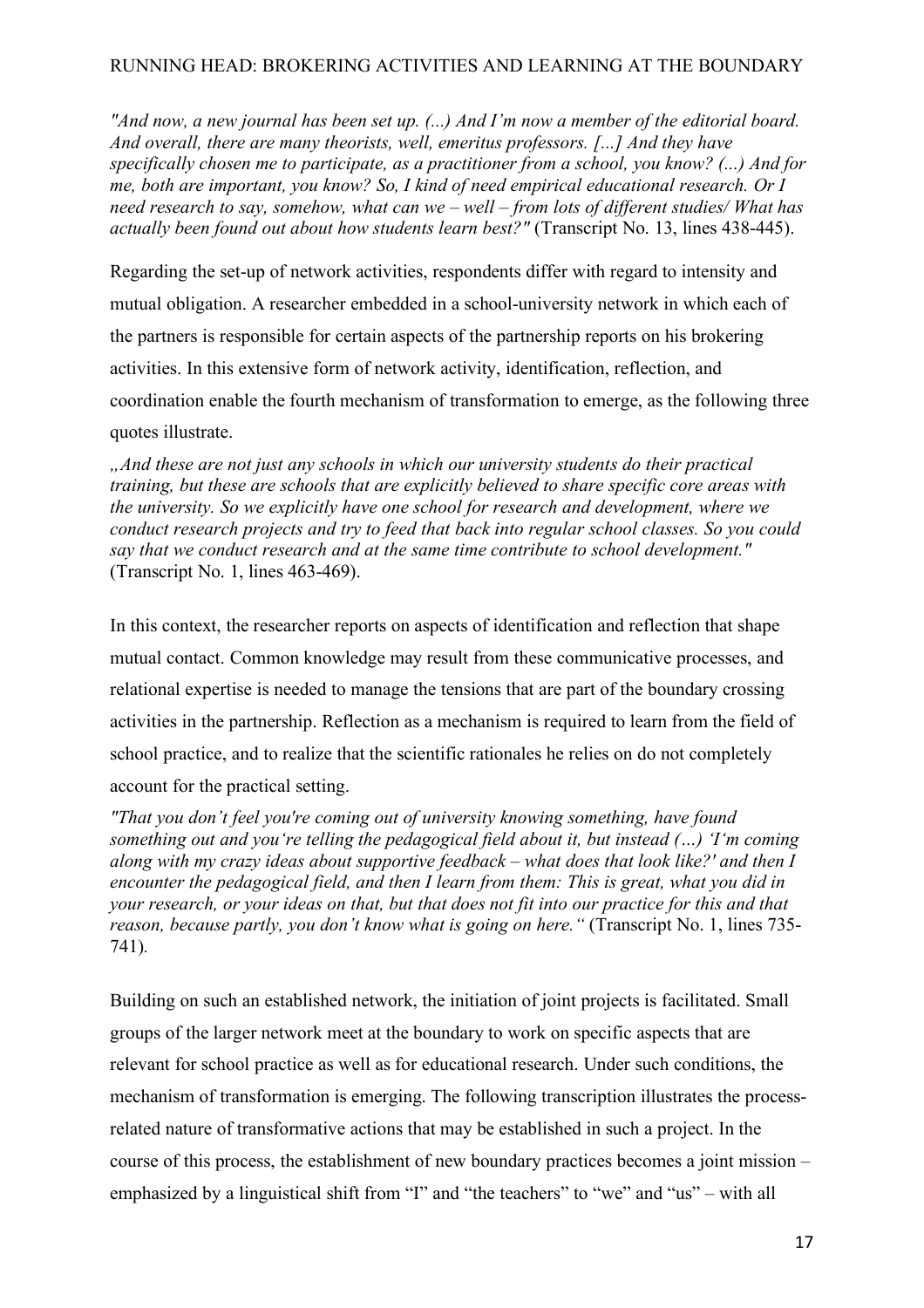*"And now, a new journal has been set up. (...) And I'm now a member of the editorial board. And overall, there are many theorists, well, emeritus professors. [...] And they have specifically chosen me to participate, as a practitioner from a school, you know? (...) And for me, both are important, you know? So, I kind of need empirical educational research. Or I need research to say, somehow, what can we – well – from lots of different studies/ What has actually been found out about how students learn best?"* (Transcript No. 13, lines 438-445).

Regarding the set-up of network activities, respondents differ with regard to intensity and mutual obligation. A researcher embedded in a school-university network in which each of the partners is responsible for certain aspects of the partnership reports on his brokering activities. In this extensive form of network activity, identification, reflection, and coordination enable the fourth mechanism of transformation to emerge, as the following three quotes illustrate.

*„And these are not just any schools in which our university students do their practical training, but these are schools that are explicitly believed to share specific core areas with the university. So we explicitly have one school for research and development, where we conduct research projects and try to feed that back into regular school classes. So you could say that we conduct research and at the same time contribute to school development."* (Transcript No. 1, lines 463-469).

In this context, the researcher reports on aspects of identification and reflection that shape mutual contact. Common knowledge may result from these communicative processes, and relational expertise is needed to manage the tensions that are part of the boundary crossing activities in the partnership. Reflection as a mechanism is required to learn from the field of school practice, and to realize that the scientific rationales he relies on do not completely account for the practical setting.

*"That you don't feel you're coming out of university knowing something, have found something out and you're telling the pedagogical field about it, but instead (…) 'I'm coming along with my crazy ideas about supportive feedback – what does that look like?' and then I encounter the pedagogical field, and then I learn from them: This is great, what you did in your research, or your ideas on that, but that does not fit into our practice for this and that reason, because partly, you don't know what is going on here."* (Transcript No. 1, lines 735-741).

Building on such an established network, the initiation of joint projects is facilitated. Small groups of the larger network meet at the boundary to work on specific aspects that are relevant for school practice as well as for educational research. Under such conditions, the mechanism of transformation is emerging. The following transcription illustrates the process-related nature of transformative actions that may be established in such a project. In the course of this process, the establishment of new boundary practices becomes a joint mission – emphasized by a linguistical shift from "I" and "the teachers" to "we" and "us" – with all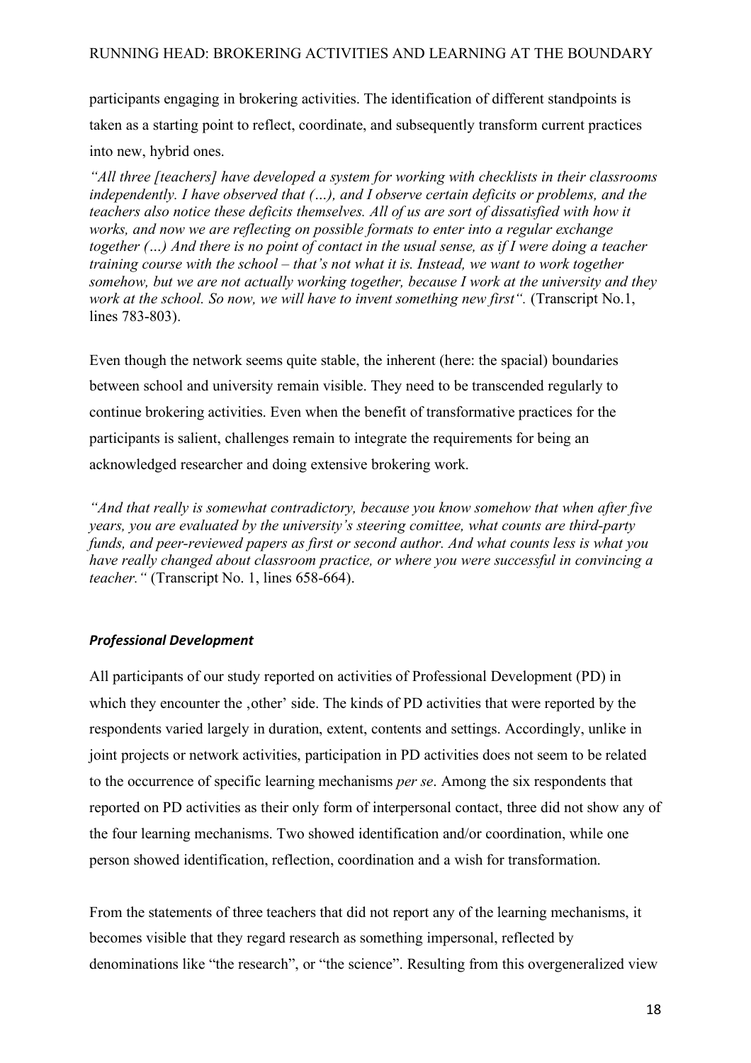participants engaging in brokering activities. The identification of different standpoints is taken as a starting point to reflect, coordinate, and subsequently transform current practices into new, hybrid ones.

*"All three [teachers] have developed a system for working with checklists in their classrooms independently. I have observed that (…), and I observe certain deficits or problems, and the teachers also notice these deficits themselves. All of us are sort of dissatisfied with how it works, and now we are reflecting on possible formats to enter into a regular exchange together (…) And there is no point of contact in the usual sense, as if I were doing a teacher training course with the school – that's not what it is. Instead, we want to work together somehow, but we are not actually working together, because I work at the university and they work at the school. So now, we will have to invent something new first".* (Transcript No.1, lines 783-803).

Even though the network seems quite stable, the inherent (here: the spacial) boundaries between school and university remain visible. They need to be transcended regularly to continue brokering activities. Even when the benefit of transformative practices for the participants is salient, challenges remain to integrate the requirements for being an acknowledged researcher and doing extensive brokering work.

*"And that really is somewhat contradictory, because you know somehow that when after five years, you are evaluated by the university's steering comittee, what counts are third-party funds, and peer-reviewed papers as first or second author. And what counts less is what you have really changed about classroom practice, or where you were successful in convincing a teacher."* (Transcript No. 1, lines 658-664).

### *Professional Development*

All participants of our study reported on activities of Professional Development (PD) in which they encounter the ‚other' side. The kinds of PD activities that were reported by the respondents varied largely in duration, extent, contents and settings. Accordingly, unlike in joint projects or network activities, participation in PD activities does not seem to be related to the occurrence of specific learning mechanisms *per se*. Among the six respondents that reported on PD activities as their only form of interpersonal contact, three did not show any of the four learning mechanisms. Two showed identification and/or coordination, while one person showed identification, reflection, coordination and a wish for transformation.

From the statements of three teachers that did not report any of the learning mechanisms, it becomes visible that they regard research as something impersonal, reflected by denominations like "the research", or "the science". Resulting from this overgeneralized view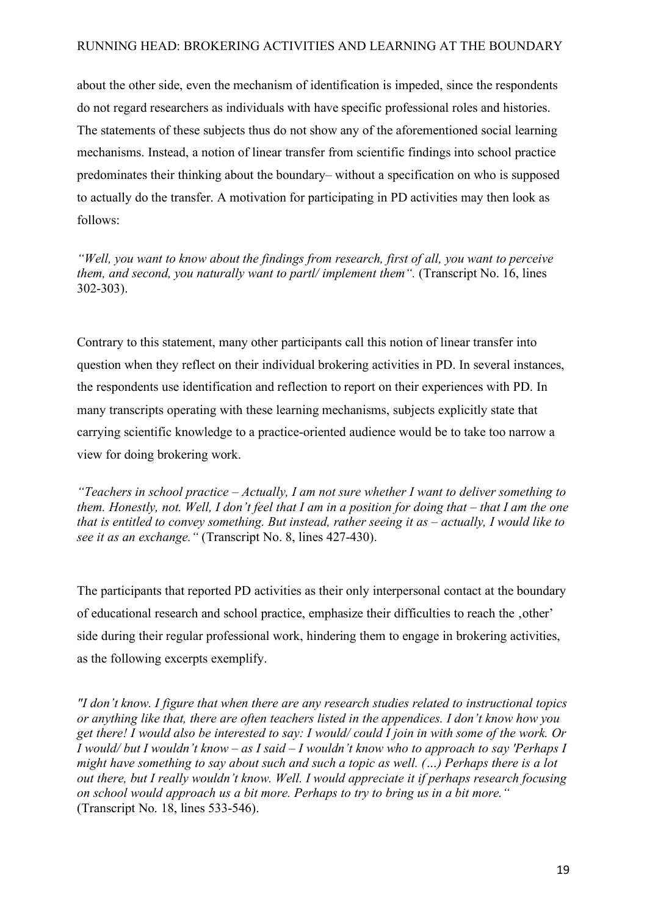about the other side, even the mechanism of identification is impeded, since the respondents do not regard researchers as individuals with have specific professional roles and histories. The statements of these subjects thus do not show any of the aforementioned social learning mechanisms. Instead, a notion of linear transfer from scientific findings into school practice predominates their thinking about the boundary– without a specification on who is supposed to actually do the transfer. A motivation for participating in PD activities may then look as follows:

*"Well, you want to know about the findings from research, first of all, you want to perceive them, and second, you naturally want to partl/ implement them".* (Transcript No. 16, lines 302-303).

Contrary to this statement, many other participants call this notion of linear transfer into question when they reflect on their individual brokering activities in PD. In several instances, the respondents use identification and reflection to report on their experiences with PD. In many transcripts operating with these learning mechanisms, subjects explicitly state that carrying scientific knowledge to a practice-oriented audience would be to take too narrow a view for doing brokering work.

*"Teachers in school practice – Actually, I am not sure whether I want to deliver something to them. Honestly, not. Well, I don't feel that I am in a position for doing that – that I am the one that is entitled to convey something. But instead, rather seeing it as – actually, I would like to see it as an exchange."* (Transcript No. 8, lines 427-430).

The participants that reported PD activities as their only interpersonal contact at the boundary of educational research and school practice, emphasize their difficulties to reach the ‚other' side during their regular professional work, hindering them to engage in brokering activities, as the following excerpts exemplify.

*"I don't know. I figure that when there are any research studies related to instructional topics or anything like that, there are often teachers listed in the appendices. I don't know how you get there! I would also be interested to say: I would/ could I join in with some of the work. Or I would/ but I wouldn't know – as I said – I wouldn't know who to approach to say 'Perhaps I might have something to say about such and such a topic as well. (…) Perhaps there is a lot out there, but I really wouldn't know. Well. I would appreciate it if perhaps research focusing on school would approach us a bit more. Perhaps to try to bring us in a bit more."* (Transcript No. 18, lines 533-546).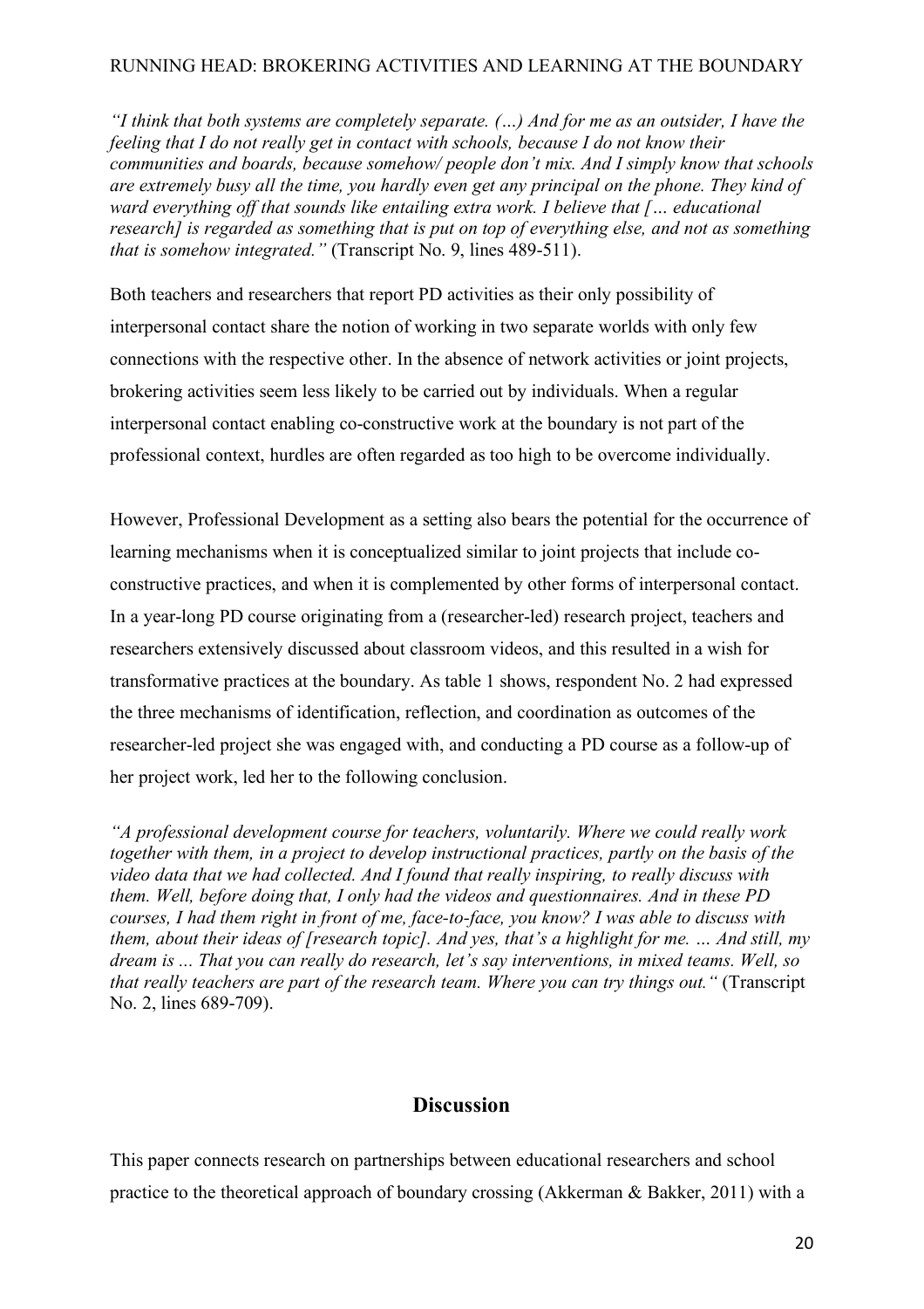*"I think that both systems are completely separate. (…) And for me as an outsider, I have the feeling that I do not really get in contact with schools, because I do not know their communities and boards, because somehow/ people don't mix. And I simply know that schools are extremely busy all the time, you hardly even get any principal on the phone. They kind of ward everything off that sounds like entailing extra work. I believe that [… educational research] is regarded as something that is put on top of everything else, and not as something that is somehow integrated."* (Transcript No. 9, lines 489-511).

Both teachers and researchers that report PD activities as their only possibility of interpersonal contact share the notion of working in two separate worlds with only few connections with the respective other. In the absence of network activities or joint projects, brokering activities seem less likely to be carried out by individuals. When a regular interpersonal contact enabling co-constructive work at the boundary is not part of the professional context, hurdles are often regarded as too high to be overcome individually.

However, Professional Development as a setting also bears the potential for the occurrence of learning mechanisms when it is conceptualized similar to joint projects that include co-constructive practices, and when it is complemented by other forms of interpersonal contact. In a year-long PD course originating from a (researcher-led) research project, teachers and researchers extensively discussed about classroom videos, and this resulted in a wish for transformative practices at the boundary. As table 1 shows, respondent No. 2 had expressed the three mechanisms of identification, reflection, and coordination as outcomes of the researcher-led project she was engaged with, and conducting a PD course as a follow-up of her project work, led her to the following conclusion.

*"A professional development course for teachers, voluntarily. Where we could really work together with them, in a project to develop instructional practices, partly on the basis of the video data that we had collected. And I found that really inspiring, to really discuss with them. Well, before doing that, I only had the videos and questionnaires. And in these PD courses, I had them right in front of me, face-to-face, you know? I was able to discuss with them, about their ideas of [research topic]. And yes, that's a highlight for me. … And still, my dream is ... That you can really do research, let's say interventions, in mixed teams. Well, so that really teachers are part of the research team. Where you can try things out."* (Transcript No. 2, lines 689-709).

## Discussion

This paper connects research on partnerships between educational researchers and school practice to the theoretical approach of boundary crossing (Akkerman & Bakker, 2011) with a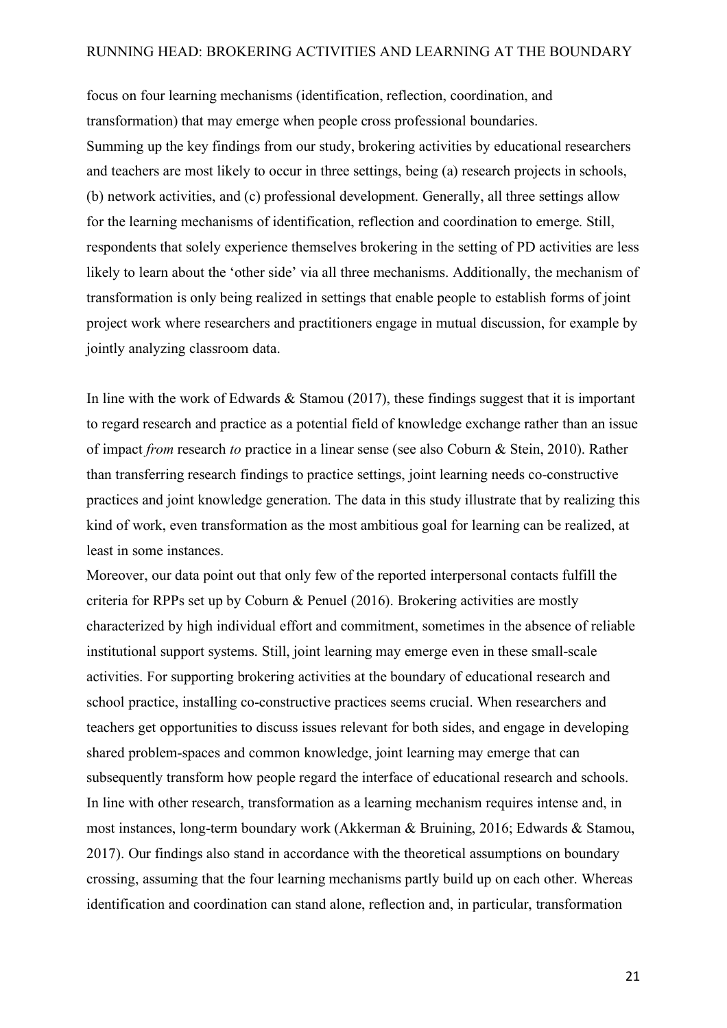focus on four learning mechanisms (identification, reflection, coordination, and transformation) that may emerge when people cross professional boundaries.

Summing up the key findings from our study, brokering activities by educational researchers and teachers are most likely to occur in three settings, being (a) research projects in schools, (b) network activities, and (c) professional development. Generally, all three settings allow for the learning mechanisms of identification, reflection and coordination to emerge. Still, respondents that solely experience themselves brokering in the setting of PD activities are less likely to learn about the 'other side' via all three mechanisms. Additionally, the mechanism of transformation is only being realized in settings that enable people to establish forms of joint project work where researchers and practitioners engage in mutual discussion, for example by jointly analyzing classroom data.

In line with the work of Edwards & Stamou (2017), these findings suggest that it is important to regard research and practice as a potential field of knowledge exchange rather than an issue of impact *from* research *to* practice in a linear sense (see also Coburn & Stein, 2010). Rather than transferring research findings to practice settings, joint learning needs co-constructive practices and joint knowledge generation. The data in this study illustrate that by realizing this kind of work, even transformation as the most ambitious goal for learning can be realized, at least in some instances.

Moreover, our data point out that only few of the reported interpersonal contacts fulfill the criteria for RPPs set up by Coburn & Penuel (2016). Brokering activities are mostly characterized by high individual effort and commitment, sometimes in the absence of reliable institutional support systems. Still, joint learning may emerge even in these small-scale activities. For supporting brokering activities at the boundary of educational research and school practice, installing co-constructive practices seems crucial. When researchers and teachers get opportunities to discuss issues relevant for both sides, and engage in developing shared problem-spaces and common knowledge, joint learning may emerge that can subsequently transform how people regard the interface of educational research and schools. In line with other research, transformation as a learning mechanism requires intense and, in most instances, long-term boundary work (Akkerman & Bruining, 2016; Edwards & Stamou, 2017). Our findings also stand in accordance with the theoretical assumptions on boundary crossing, assuming that the four learning mechanisms partly build up on each other. Whereas identification and coordination can stand alone, reflection and, in particular, transformation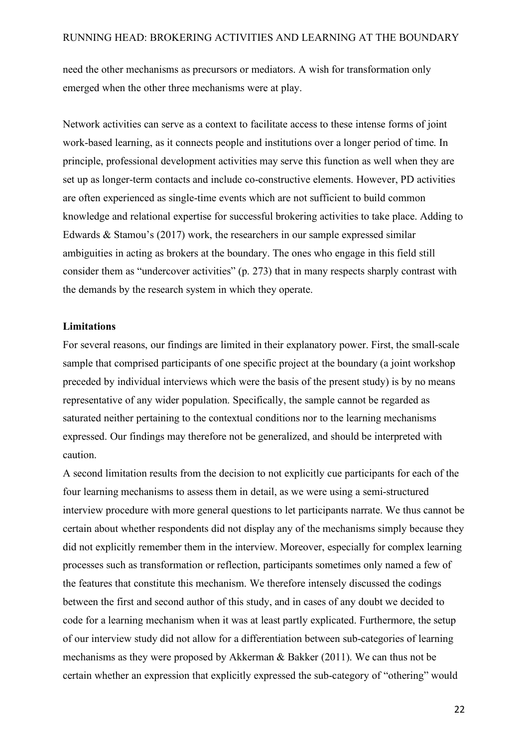need the other mechanisms as precursors or mediators. A wish for transformation only emerged when the other three mechanisms were at play.

Network activities can serve as a context to facilitate access to these intense forms of joint work-based learning, as it connects people and institutions over a longer period of time. In principle, professional development activities may serve this function as well when they are set up as longer-term contacts and include co-constructive elements. However, PD activities are often experienced as single-time events which are not sufficient to build common knowledge and relational expertise for successful brokering activities to take place. Adding to Edwards & Stamou's (2017) work, the researchers in our sample expressed similar ambiguities in acting as brokers at the boundary. The ones who engage in this field still consider them as "undercover activities" (p. 273) that in many respects sharply contrast with the demands by the research system in which they operate.

**Limitations**

For several reasons, our findings are limited in their explanatory power. First, the small-scale sample that comprised participants of one specific project at the boundary (a joint workshop preceded by individual interviews which were the basis of the present study) is by no means representative of any wider population. Specifically, the sample cannot be regarded as saturated neither pertaining to the contextual conditions nor to the learning mechanisms expressed. Our findings may therefore not be generalized, and should be interpreted with caution.

A second limitation results from the decision to not explicitly cue participants for each of the four learning mechanisms to assess them in detail, as we were using a semi-structured interview procedure with more general questions to let participants narrate. We thus cannot be certain about whether respondents did not display any of the mechanisms simply because they did not explicitly remember them in the interview. Moreover, especially for complex learning processes such as transformation or reflection, participants sometimes only named a few of the features that constitute this mechanism. We therefore intensely discussed the codings between the first and second author of this study, and in cases of any doubt we decided to code for a learning mechanism when it was at least partly explicated. Furthermore, the setup of our interview study did not allow for a differentiation between sub-categories of learning mechanisms as they were proposed by Akkerman & Bakker (2011). We can thus not be certain whether an expression that explicitly expressed the sub-category of "othering" would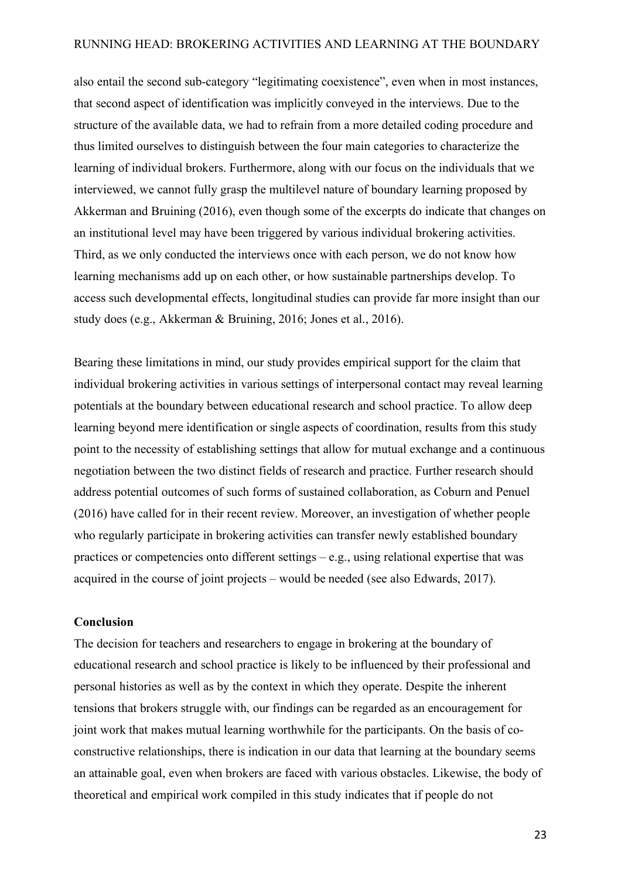also entail the second sub-category "legitimating coexistence", even when in most instances, that second aspect of identification was implicitly conveyed in the interviews. Due to the structure of the available data, we had to refrain from a more detailed coding procedure and thus limited ourselves to distinguish between the four main categories to characterize the learning of individual brokers. Furthermore, along with our focus on the individuals that we interviewed, we cannot fully grasp the multilevel nature of boundary learning proposed by Akkerman and Bruining (2016), even though some of the excerpts do indicate that changes on an institutional level may have been triggered by various individual brokering activities. Third, as we only conducted the interviews once with each person, we do not know how learning mechanisms add up on each other, or how sustainable partnerships develop. To access such developmental effects, longitudinal studies can provide far more insight than our study does (e.g., Akkerman & Bruining, 2016; Jones et al., 2016).

Bearing these limitations in mind, our study provides empirical support for the claim that individual brokering activities in various settings of interpersonal contact may reveal learning potentials at the boundary between educational research and school practice. To allow deep learning beyond mere identification or single aspects of coordination, results from this study point to the necessity of establishing settings that allow for mutual exchange and a continuous negotiation between the two distinct fields of research and practice. Further research should address potential outcomes of such forms of sustained collaboration, as Coburn and Penuel (2016) have called for in their recent review. Moreover, an investigation of whether people who regularly participate in brokering activities can transfer newly established boundary practices or competencies onto different settings – e.g., using relational expertise that was acquired in the course of joint projects – would be needed (see also Edwards, 2017).

**Conclusion**

The decision for teachers and researchers to engage in brokering at the boundary of educational research and school practice is likely to be influenced by their professional and personal histories as well as by the context in which they operate. Despite the inherent tensions that brokers struggle with, our findings can be regarded as an encouragement for joint work that makes mutual learning worthwhile for the participants. On the basis of co-constructive relationships, there is indication in our data that learning at the boundary seems an attainable goal, even when brokers are faced with various obstacles. Likewise, the body of theoretical and empirical work compiled in this study indicates that if people do not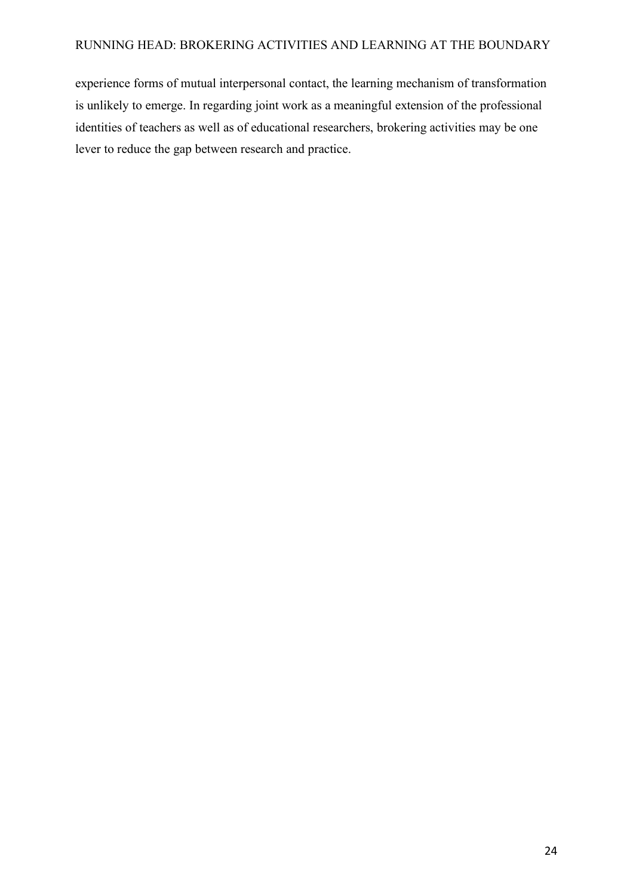experience forms of mutual interpersonal contact, the learning mechanism of transformation is unlikely to emerge. In regarding joint work as a meaningful extension of the professional identities of teachers as well as of educational researchers, brokering activities may be one lever to reduce the gap between research and practice.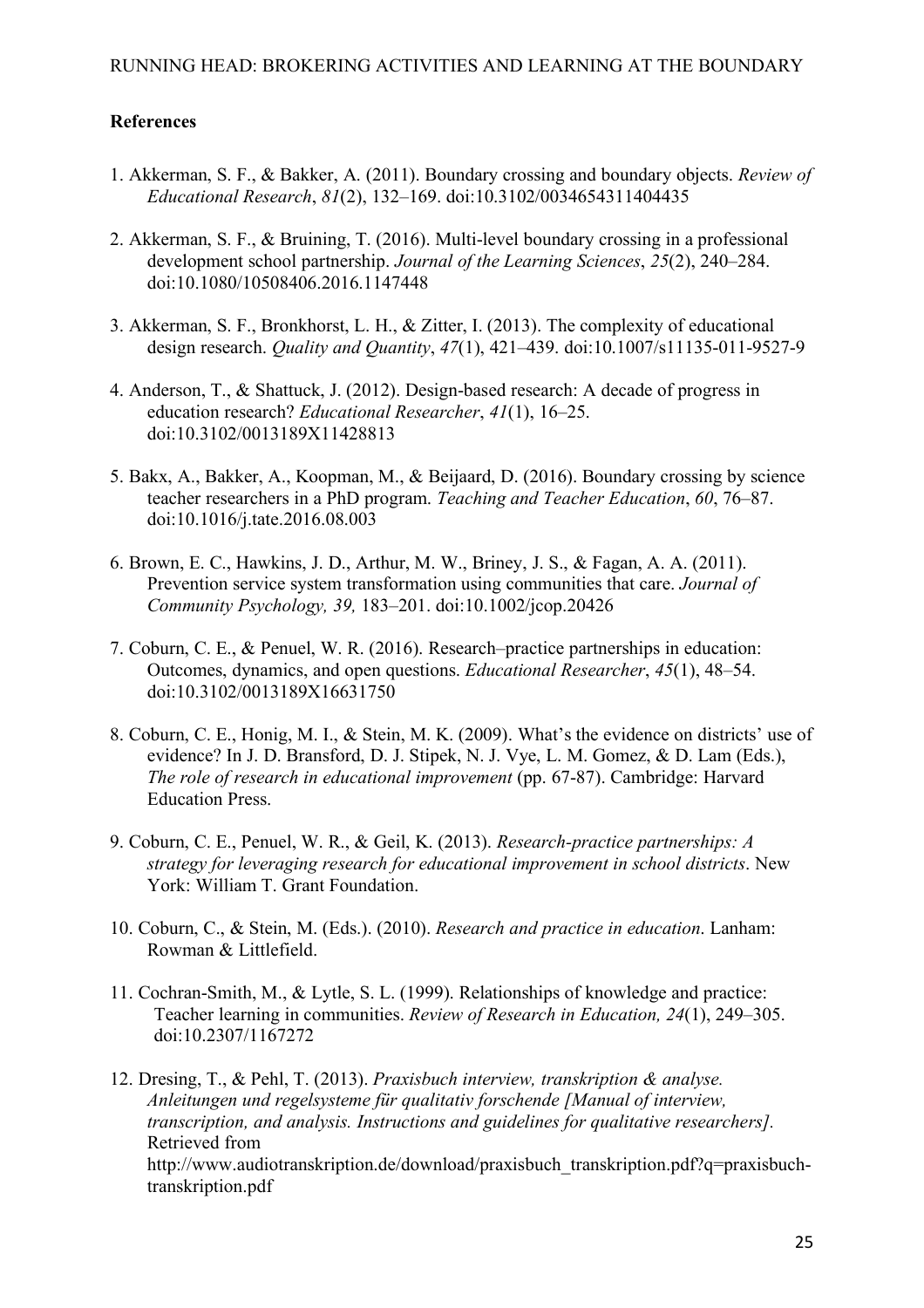**References**

1. Akkerman, S. F., & Bakker, A. (2011). Boundary crossing and boundary objects. *Review of Educational Research*, *81*(2), 132–169. doi:10.3102/0034654311404435

2. Akkerman, S. F., & Bruining, T. (2016). Multi-level boundary crossing in a professional development school partnership. *Journal of the Learning Sciences*, *25*(2), 240–284. doi:10.1080/10508406.2016.1147448

3. Akkerman, S. F., Bronkhorst, L. H., & Zitter, I. (2013). The complexity of educational design research. *Quality and Quantity*, *47*(1), 421–439. doi:10.1007/s11135-011-9527-9

4. Anderson, T., & Shattuck, J. (2012). Design-based research: A decade of progress in education research? *Educational Researcher*, *41*(1), 16–25. doi:10.3102/0013189X11428813

5. Bakx, A., Bakker, A., Koopman, M., & Beijaard, D. (2016). Boundary crossing by science teacher researchers in a PhD program. *Teaching and Teacher Education*, *60*, 76–87. doi:10.1016/j.tate.2016.08.003

6. Brown, E. C., Hawkins, J. D., Arthur, M. W., Briney, J. S., & Fagan, A. A. (2011). Prevention service system transformation using communities that care. *Journal of Community Psychology, 39,* 183–201. doi:10.1002/jcop.20426

7. Coburn, C. E., & Penuel, W. R. (2016). Research–practice partnerships in education: Outcomes, dynamics, and open questions. *Educational Researcher*, *45*(1), 48–54. doi:10.3102/0013189X16631750

8. Coburn, C. E., Honig, M. I., & Stein, M. K. (2009). What's the evidence on districts' use of evidence? In J. D. Bransford, D. J. Stipek, N. J. Vye, L. M. Gomez, & D. Lam (Eds.), *The role of research in educational improvement* (pp. 67-87). Cambridge: Harvard Education Press.

9. Coburn, C. E., Penuel, W. R., & Geil, K. (2013). *Research-practice partnerships: A strategy for leveraging research for educational improvement in school districts*. New York: William T. Grant Foundation.

10. Coburn, C., & Stein, M. (Eds.). (2010). *Research and practice in education*. Lanham: Rowman & Littlefield.

11. Cochran-Smith, M., & Lytle, S. L. (1999). Relationships of knowledge and practice: Teacher learning in communities. *Review of Research in Education, 24*(1), 249–305. doi:10.2307/1167272

12. Dresing, T., & Pehl, T. (2013). *Praxisbuch interview, transkription & analyse. Anleitungen und regelsysteme für qualitativ forschende [Manual of interview, transcription, and analysis. Instructions and guidelines for qualitative researchers].* Retrieved from http://www.audiotranskription.de/download/praxisbuch_transkription.pdf?q=praxisbuch-transkription.pdf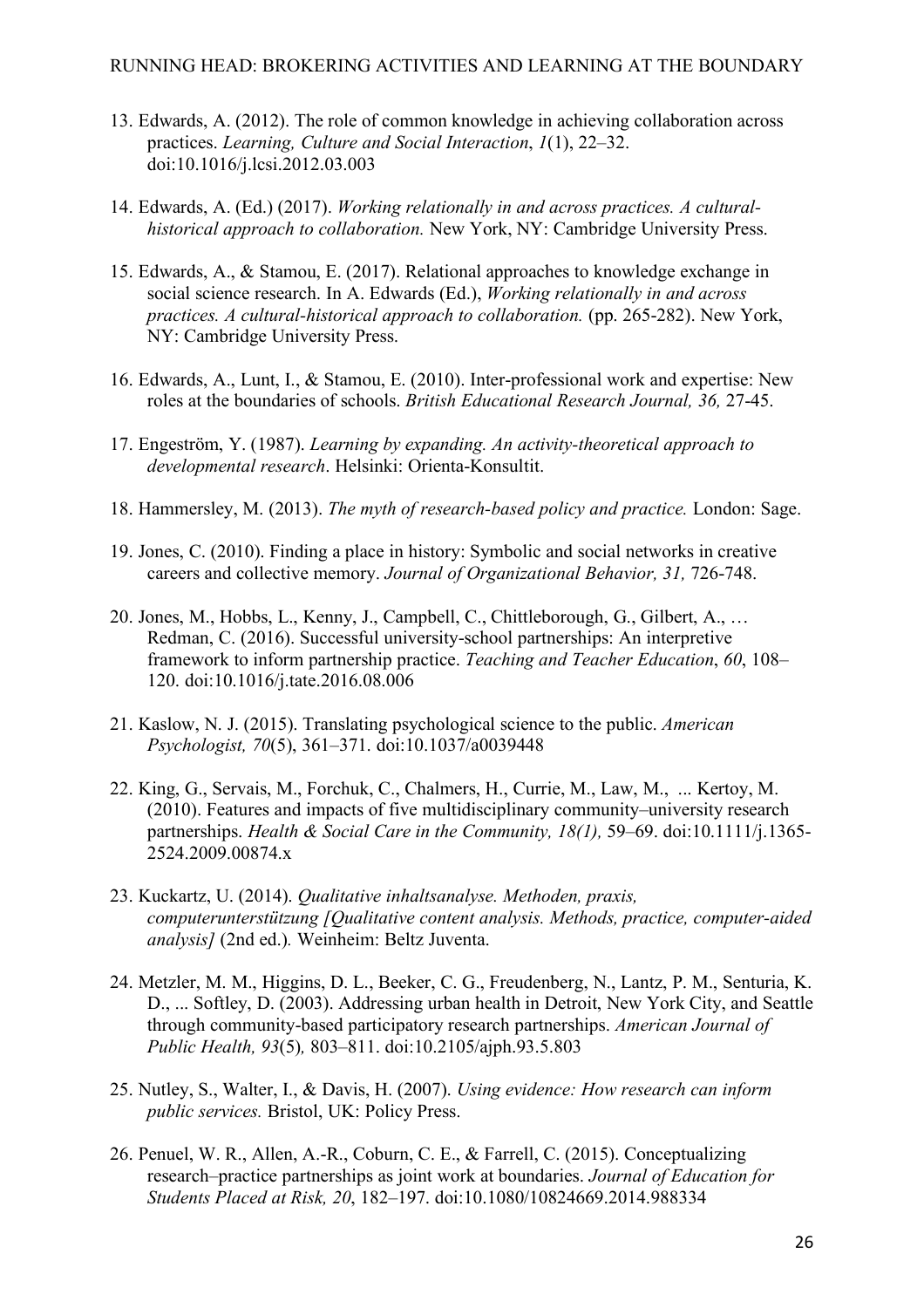13. Edwards, A. (2012). The role of common knowledge in achieving collaboration across practices. *Learning, Culture and Social Interaction*, *1*(1), 22–32. doi:10.1016/j.lcsi.2012.03.003

14. Edwards, A. (Ed.) (2017). *Working relationally in and across practices. A cultural-historical approach to collaboration.* New York, NY: Cambridge University Press.

15. Edwards, A., & Stamou, E. (2017). Relational approaches to knowledge exchange in social science research. In A. Edwards (Ed.), *Working relationally in and across practices. A cultural-historical approach to collaboration.* (pp. 265-282). New York, NY: Cambridge University Press.

16. Edwards, A., Lunt, I., & Stamou, E. (2010). Inter-professional work and expertise: New roles at the boundaries of schools. *British Educational Research Journal, 36,* 27-45.

17. Engeström, Y. (1987). *Learning by expanding. An activity-theoretical approach to developmental research*. Helsinki: Orienta-Konsultit.

18. Hammersley, M. (2013). *The myth of research-based policy and practice.* London: Sage.

19. Jones, C. (2010). Finding a place in history: Symbolic and social networks in creative careers and collective memory. *Journal of Organizational Behavior, 31,* 726-748.

20. Jones, M., Hobbs, L., Kenny, J., Campbell, C., Chittleborough, G., Gilbert, A., … Redman, C. (2016). Successful university-school partnerships: An interpretive framework to inform partnership practice. *Teaching and Teacher Education*, *60*, 108–120. doi:10.1016/j.tate.2016.08.006

21. Kaslow, N. J. (2015). Translating psychological science to the public. *American Psychologist, 70*(5), 361–371. doi:10.1037/a0039448

22. King, G., Servais, M., Forchuk, C., Chalmers, H., Currie, M., Law, M., ... Kertoy, M. (2010). Features and impacts of five multidisciplinary community–university research partnerships. *Health & Social Care in the Community, 18(1),* 59–69. doi:10.1111/j.1365-2524.2009.00874.x

23. Kuckartz, U. (2014). *Qualitative inhaltsanalyse. Methoden, praxis, computerunterstützung [Qualitative content analysis. Methods, practice, computer-aided analysis]* (2nd ed.)*.* Weinheim: Beltz Juventa.

24. Metzler, M. M., Higgins, D. L., Beeker, C. G., Freudenberg, N., Lantz, P. M., Senturia, K. D., ... Softley, D. (2003). Addressing urban health in Detroit, New York City, and Seattle through community-based participatory research partnerships. *American Journal of Public Health, 93*(5)*,* 803–811. doi:10.2105/ajph.93.5.803

25. Nutley, S., Walter, I., & Davis, H. (2007). *Using evidence: How research can inform public services.* Bristol, UK: Policy Press.

26. Penuel, W. R., Allen, A.-R., Coburn, C. E., & Farrell, C. (2015). Conceptualizing research–practice partnerships as joint work at boundaries. *Journal of Education for Students Placed at Risk, 20*, 182–197. doi:10.1080/10824669.2014.988334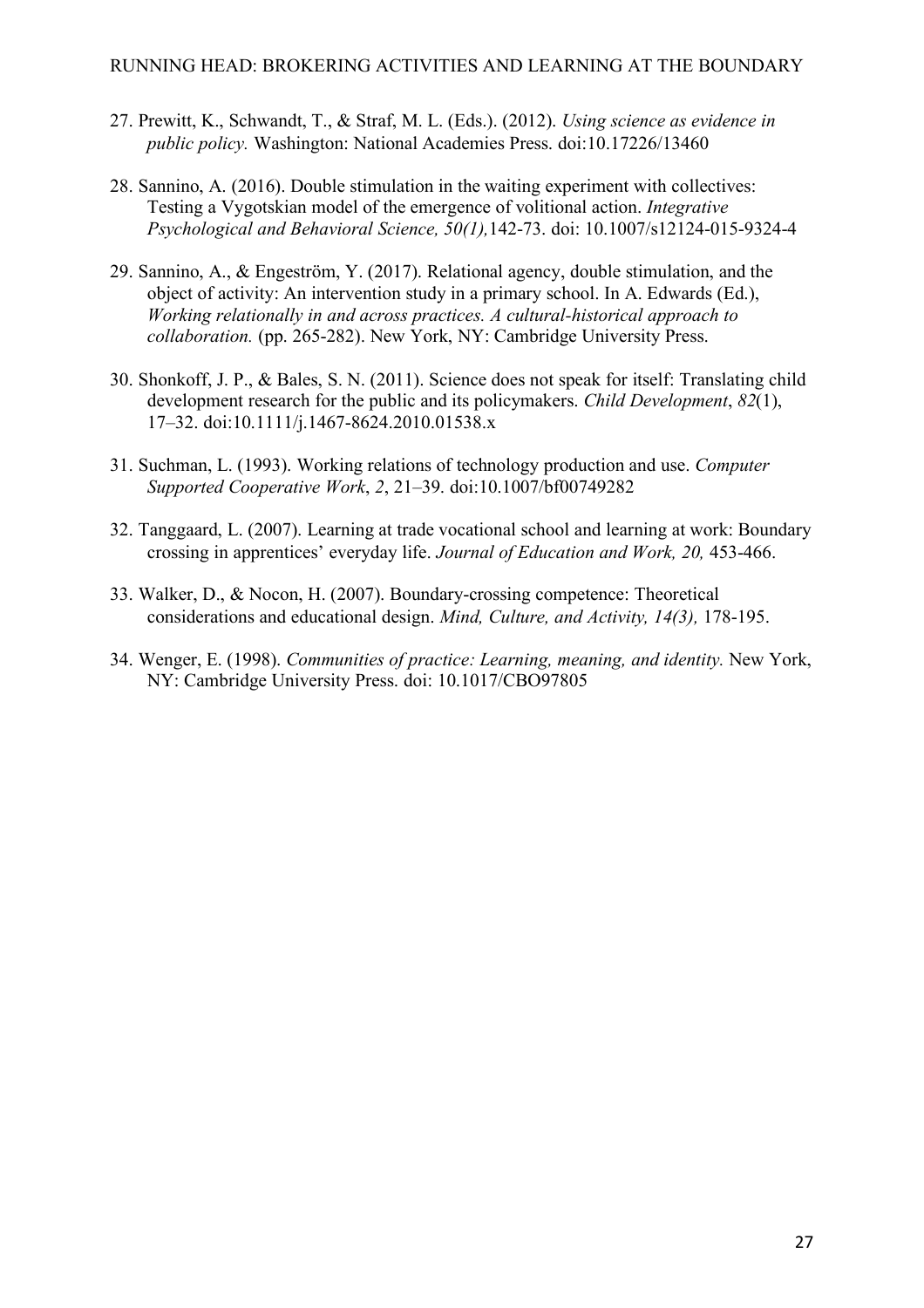27. Prewitt, K., Schwandt, T., & Straf, M. L. (Eds.). (2012). *Using science as evidence in public policy.* Washington: National Academies Press. doi:10.17226/13460

28. Sannino, A. (2016). Double stimulation in the waiting experiment with collectives: Testing a Vygotskian model of the emergence of volitional action. *Integrative Psychological and Behavioral Science, 50(1),*142-73. doi: 10.1007/s12124-015-9324-4

29. Sannino, A., & Engeström, Y. (2017). Relational agency, double stimulation, and the object of activity: An intervention study in a primary school. In A. Edwards (Ed.), *Working relationally in and across practices. A cultural-historical approach to collaboration.* (pp. 265-282). New York, NY: Cambridge University Press.

30. Shonkoff, J. P., & Bales, S. N. (2011). Science does not speak for itself: Translating child development research for the public and its policymakers. *Child Development*, *82*(1), 17–32. doi:10.1111/j.1467-8624.2010.01538.x

31. Suchman, L. (1993). Working relations of technology production and use. *Computer Supported Cooperative Work*, *2*, 21–39. doi:10.1007/bf00749282

32. Tanggaard, L. (2007). Learning at trade vocational school and learning at work: Boundary crossing in apprentices' everyday life. *Journal of Education and Work, 20,* 453-466.

33. Walker, D., & Nocon, H. (2007). Boundary-crossing competence: Theoretical considerations and educational design. *Mind, Culture, and Activity, 14(3),* 178-195.

34. Wenger, E. (1998). *Communities of practice: Learning, meaning, and identity.* New York, NY: Cambridge University Press. doi: 10.1017/CBO97805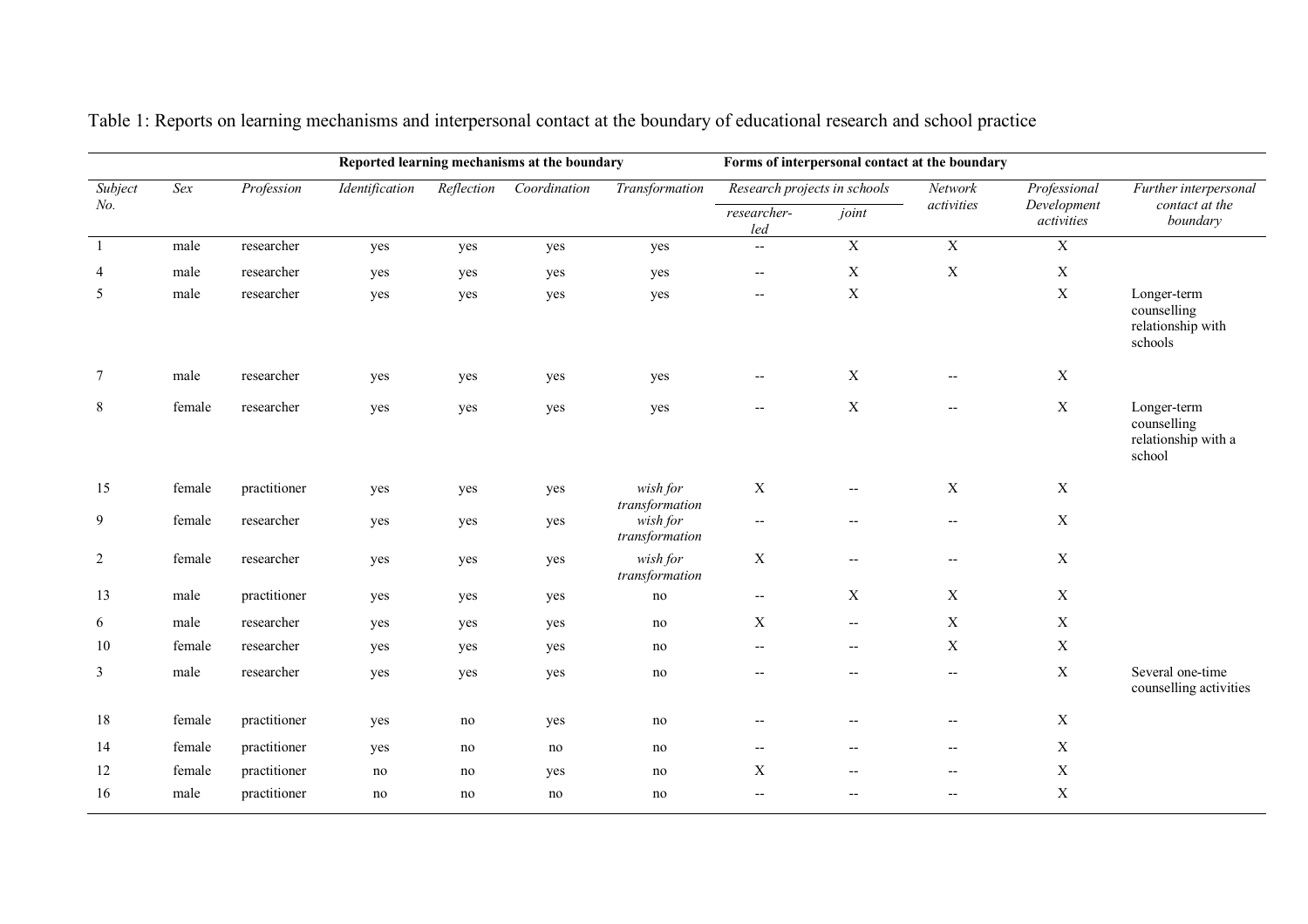Table 1: Reports on learning mechanisms and interpersonal contact at the boundary of educational research and school practice

| | | | Reported learning mechanisms at the boundary | | | | Forms of interpersonal contact at the boundary | | | | |
|---|---|---|---|---|---|---|---|---|---|---|---|
| *Subject No.* | *Sex* | *Profession* | *Identification* | *Reflection* | *Coordination* | *Transformation* | *Research projects in schools* | | *Network activities* | *Professional Development activities* | *Further interpersonal contact at the boundary* |
| | | | | | | | *researcher-led* | *joint* | | | |
| 1 | male | researcher | yes | yes | yes | yes | -- | X | X | X | |
| 4 | male | researcher | yes | yes | yes | yes | -- | X | X | X | |
| 5 | male | researcher | yes | yes | yes | yes | -- | X | | X | Longer-term counselling relationship with schools |
| 7 | male | researcher | yes | yes | yes | yes | -- | X | -- | X | |
| 8 | female | researcher | yes | yes | yes | yes | -- | X | -- | X | Longer-term counselling relationship with a school |
| 15 | female | practitioner | yes | yes | yes | *wish for transformation* | X | -- | X | X | |
| 9 | female | researcher | yes | yes | yes | *wish for transformation* | -- | -- | -- | X | |
| 2 | female | researcher | yes | yes | yes | *wish for transformation* | X | -- | -- | X | |
| 13 | male | practitioner | yes | yes | yes | no | -- | X | X | X | |
| 6 | male | researcher | yes | yes | yes | no | X | -- | X | X | |
| 10 | female | researcher | yes | yes | yes | no | -- | -- | X | X | |
| 3 | male | researcher | yes | yes | yes | no | -- | -- | -- | X | Several one-time counselling activities |
| 18 | female | practitioner | yes | no | yes | no | -- | -- | -- | X | |
| 14 | female | practitioner | yes | no | no | no | -- | -- | -- | X | |
| 12 | female | practitioner | no | no | yes | no | X | -- | -- | X | |
| 16 | male | practitioner | no | no | no | no | -- | -- | -- | X | |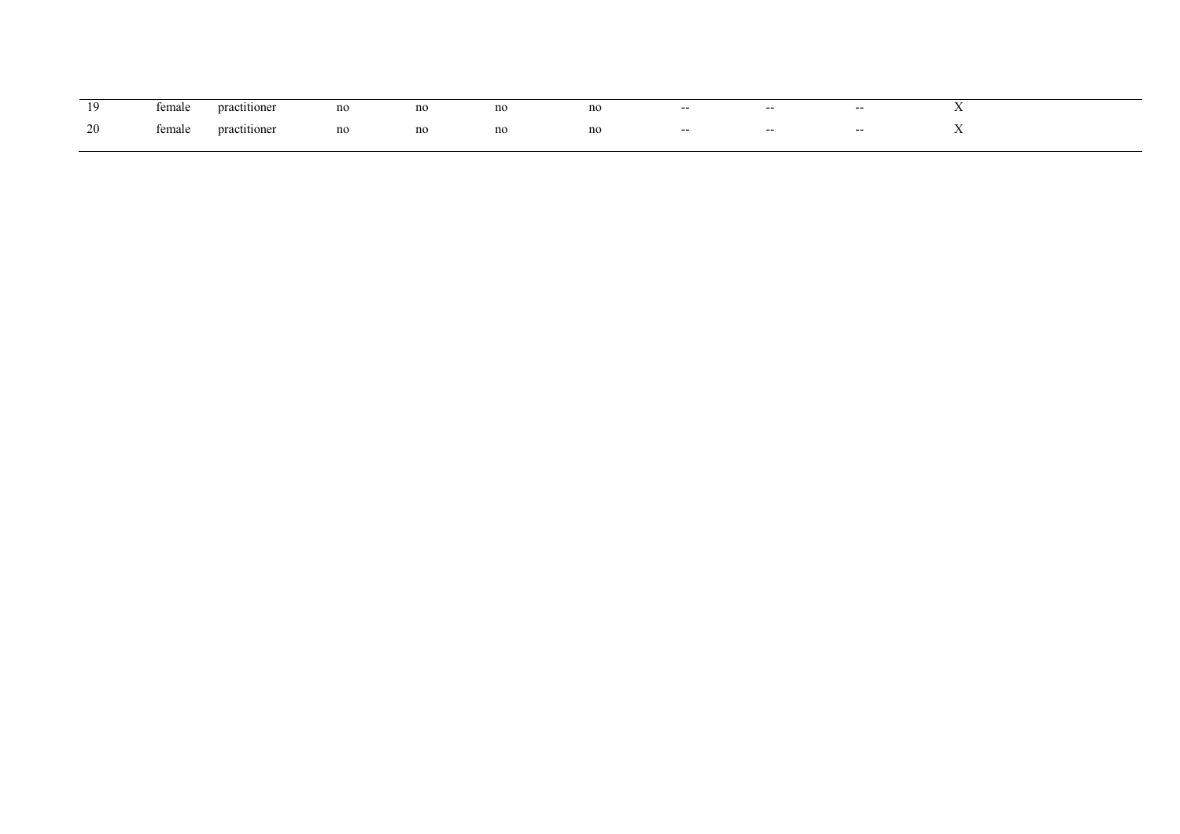| | | | | | | | | | | |
|---|---|---|---|---|---|---|---|---|---|---|
| 19 | female | practitioner | no | no | no | no | -- | -- | -- | X |
| 20 | female | practitioner | no | no | no | no | -- | -- | -- | X |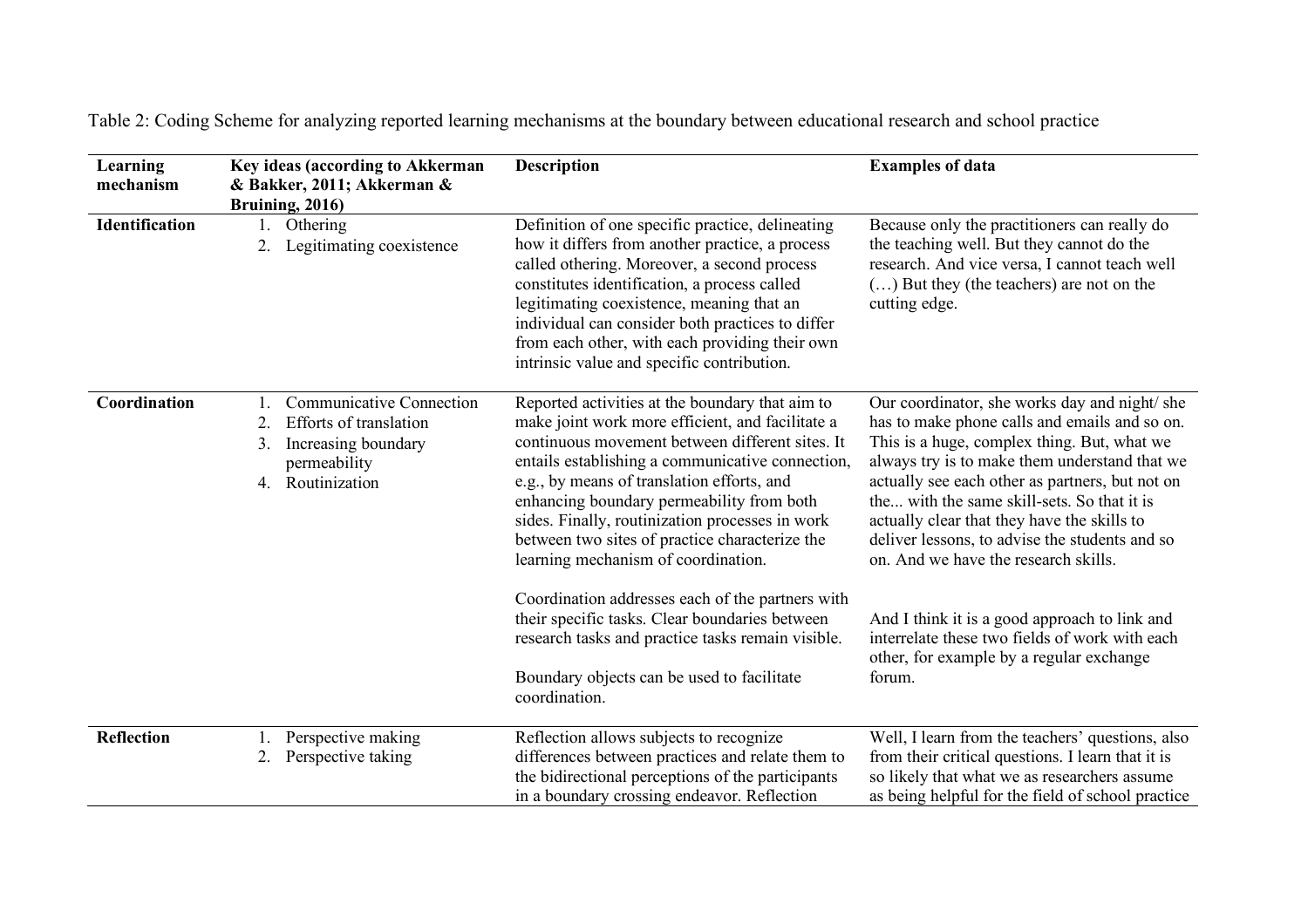Table 2: Coding Scheme for analyzing reported learning mechanisms at the boundary between educational research and school practice

| Learning mechanism | Key ideas (according to Akkerman & Bakker, 2011; Akkerman & Bruining, 2016) | Description | Examples of data |
|---|---|---|---|
| **Identification** | 1. Othering<br>2. Legitimating coexistence | Definition of one specific practice, delineating how it differs from another practice, a process called othering. Moreover, a second process constitutes identification, a process called legitimating coexistence, meaning that an individual can consider both practices to differ from each other, with each providing their own intrinsic value and specific contribution. | Because only the practitioners can really do the teaching well. But they cannot do the research. And vice versa, I cannot teach well (…) But they (the teachers) are not on the cutting edge. |
| **Coordination** | 1. Communicative Connection<br>2. Efforts of translation<br>3. Increasing boundary permeability<br>4. Routinization | Reported activities at the boundary that aim to make joint work more efficient, and facilitate a continuous movement between different sites. It entails establishing a communicative connection, e.g., by means of translation efforts, and enhancing boundary permeability from both sides. Finally, routinization processes in work between two sites of practice characterize the learning mechanism of coordination.<br><br>Coordination addresses each of the partners with their specific tasks. Clear boundaries between research tasks and practice tasks remain visible.<br><br>Boundary objects can be used to facilitate coordination. | Our coordinator, she works day and night/ she has to make phone calls and emails and so on. This is a huge, complex thing. But, what we always try is to make them understand that we actually see each other as partners, but not on the... with the same skill-sets. So that it is actually clear that they have the skills to deliver lessons, to advise the students and so on. And we have the research skills.<br><br>And I think it is a good approach to link and interrelate these two fields of work with each other, for example by a regular exchange forum. |
| **Reflection** | 1. Perspective making<br>2. Perspective taking | Reflection allows subjects to recognize differences between practices and relate them to the bidirectional perceptions of the participants in a boundary crossing endeavor. Reflection | Well, I learn from the teachers' questions, also from their critical questions. I learn that it is so likely that what we as researchers assume as being helpful for the field of school practice |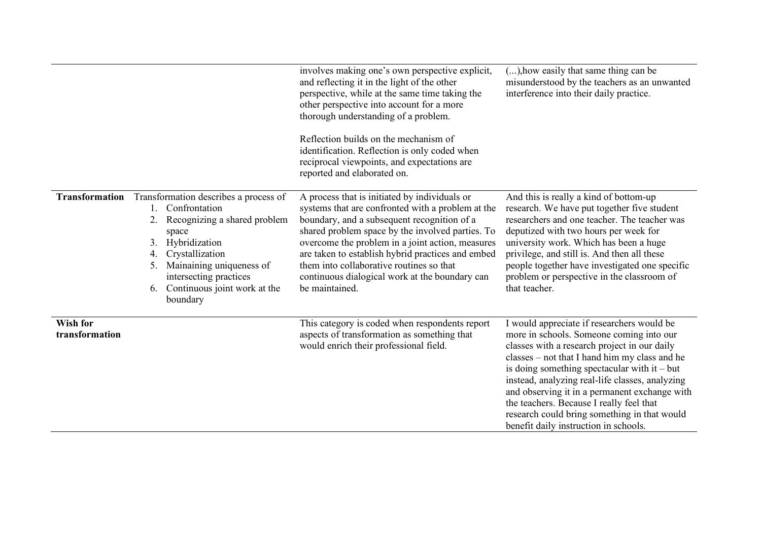| | | | |
|---|---|---|---|
| | | involves making one's own perspective explicit, and reflecting it in the light of the other perspective, while at the same time taking the other perspective into account for a more thorough understanding of a problem.<br><br>Reflection builds on the mechanism of identification. Reflection is only coded when reciprocal viewpoints, and expectations are reported and elaborated on. | (...),how easily that same thing can be misunderstood by the teachers as an unwanted interference into their daily practice. |
| **Transformation** | Transformation describes a process of<br>1. Confrontation<br>2. Recognizing a shared problem space<br>3. Hybridization<br>4. Crystallization<br>5. Mainaining uniqueness of intersecting practices<br>6. Continuous joint work at the boundary | A process that is initiated by individuals or systems that are confronted with a problem at the boundary, and a subsequent recognition of a shared problem space by the involved parties. To overcome the problem in a joint action, measures are taken to establish hybrid practices and embed them into collaborative routines so that continuous dialogical work at the boundary can be maintained. | And this is really a kind of bottom-up research. We have put together five student researchers and one teacher. The teacher was deputized with two hours per week for university work. Which has been a huge privilege, and still is. And then all these people together have investigated one specific problem or perspective in the classroom of that teacher. |
| **Wish for transformation** | | This category is coded when respondents report aspects of transformation as something that would enrich their professional field. | I would appreciate if researchers would be more in schools. Someone coming into our classes with a research project in our daily classes – not that I hand him my class and he is doing something spectacular with it – but instead, analyzing real-life classes, analyzing and observing it in a permanent exchange with the teachers. Because I really feel that research could bring something in that would benefit daily instruction in schools. |